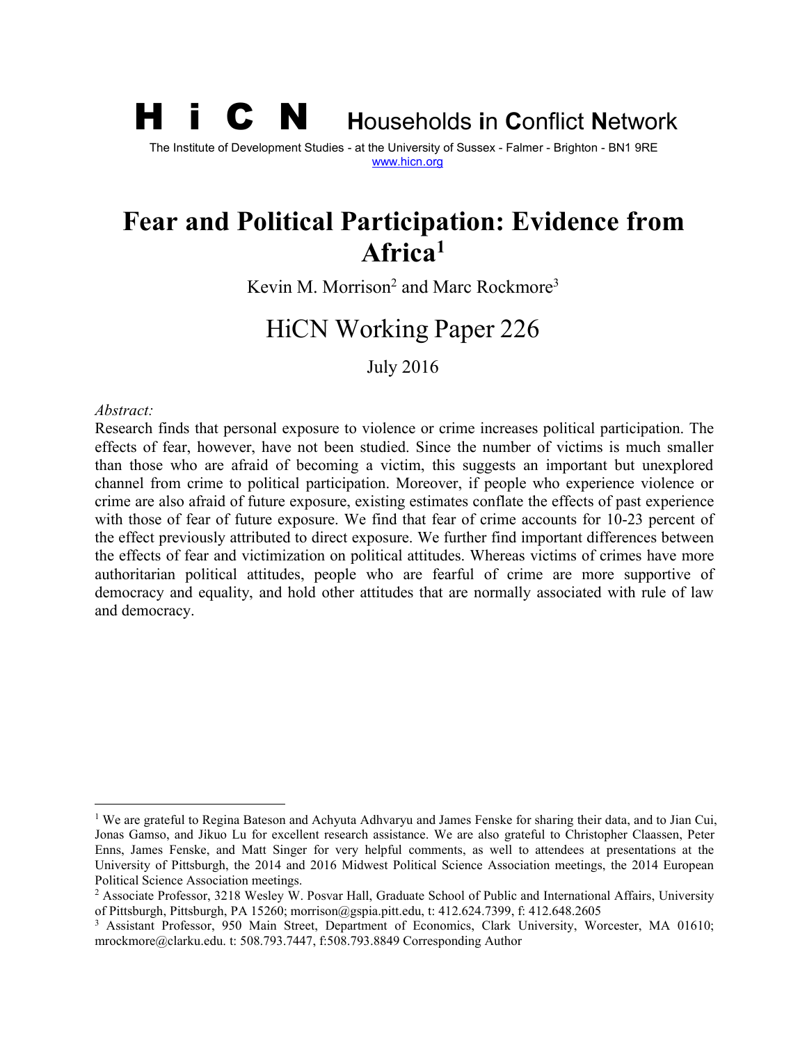**H i C N** **H**ouseholds **i**n **C**onflict **N**etwork

The Institute of Development Studies - at the University of Sussex - Falmer - Brighton - BN1 9RE
www.hicn.org

# Fear and Political Participation: Evidence from Africa[1]

Kevin M. Morrison[2] and Marc Rockmore[3]

## HiCN Working Paper 226

July 2016

*Abstract:*

Research finds that personal exposure to violence or crime increases political participation. The effects of fear, however, have not been studied. Since the number of victims is much smaller than those who are afraid of becoming a victim, this suggests an important but unexplored channel from crime to political participation. Moreover, if people who experience violence or crime are also afraid of future exposure, existing estimates conflate the effects of past experience with those of fear of future exposure. We find that fear of crime accounts for 10-23 percent of the effect previously attributed to direct exposure. We further find important differences between the effects of fear and victimization on political attitudes. Whereas victims of crimes have more authoritarian political attitudes, people who are fearful of crime are more supportive of democracy and equality, and hold other attitudes that are normally associated with rule of law and democracy.

---

[1] We are grateful to Regina Bateson and Achyuta Adhvaryu and James Fenske for sharing their data, and to Jian Cui, Jonas Gamso, and Jikuo Lu for excellent research assistance. We are also grateful to Christopher Claassen, Peter Enns, James Fenske, and Matt Singer for very helpful comments, as well to attendees at presentations at the University of Pittsburgh, the 2014 and 2016 Midwest Political Science Association meetings, the 2014 European Political Science Association meetings.

[2] Associate Professor, 3218 Wesley W. Posvar Hall, Graduate School of Public and International Affairs, University of Pittsburgh, Pittsburgh, PA 15260; morrison@gspia.pitt.edu, t: 412.624.7399, f: 412.648.2605

[3] Assistant Professor, 950 Main Street, Department of Economics, Clark University, Worcester, MA 01610; mrockmore@clarku.edu. t: 508.793.7447, f:508.793.8849 Corresponding Author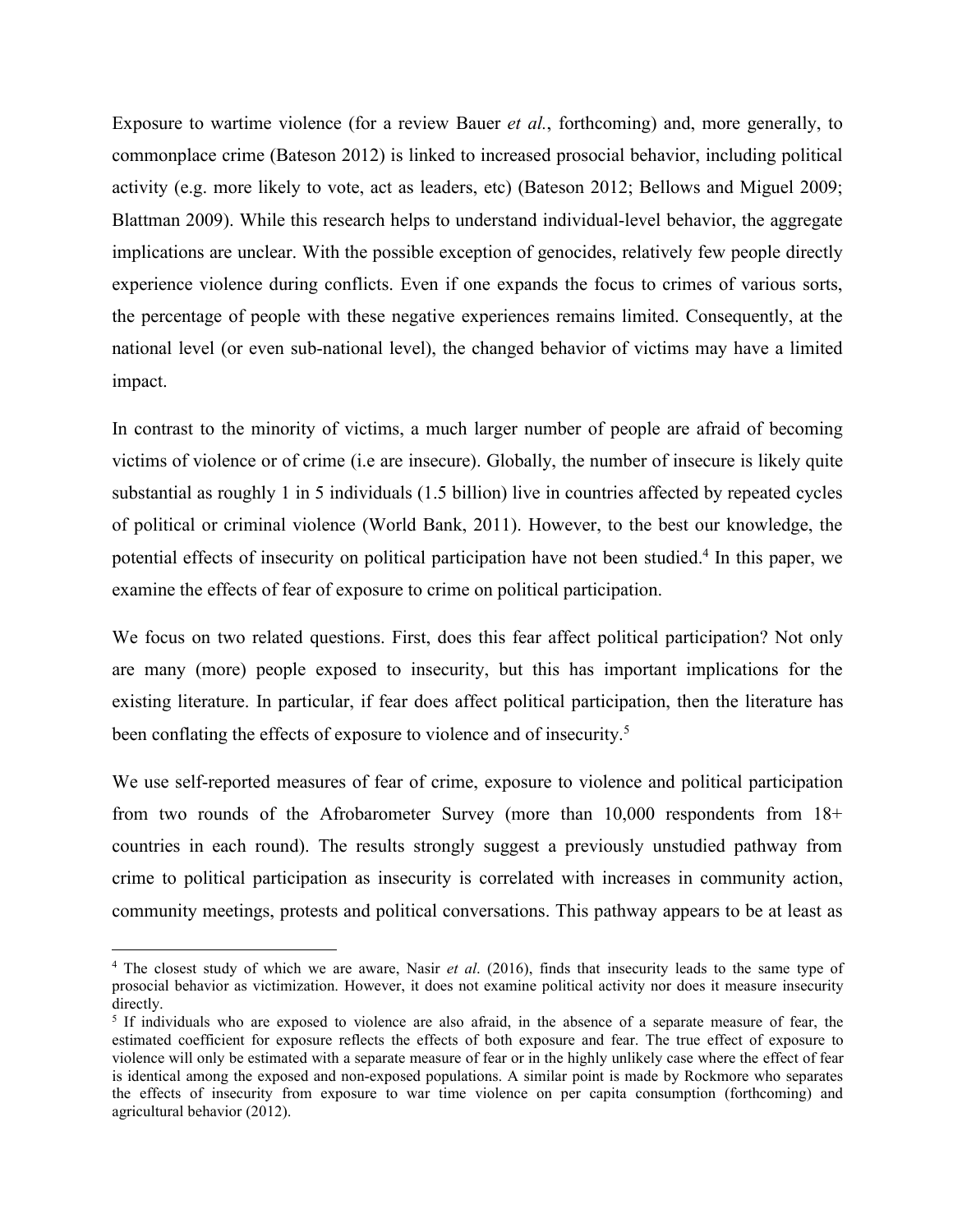Exposure to wartime violence (for a review Bauer *et al.*, forthcoming) and, more generally, to commonplace crime (Bateson 2012) is linked to increased prosocial behavior, including political activity (e.g. more likely to vote, act as leaders, etc) (Bateson 2012; Bellows and Miguel 2009; Blattman 2009). While this research helps to understand individual-level behavior, the aggregate implications are unclear. With the possible exception of genocides, relatively few people directly experience violence during conflicts. Even if one expands the focus to crimes of various sorts, the percentage of people with these negative experiences remains limited. Consequently, at the national level (or even sub-national level), the changed behavior of victims may have a limited impact.

In contrast to the minority of victims, a much larger number of people are afraid of becoming victims of violence or of crime (i.e are insecure). Globally, the number of insecure is likely quite substantial as roughly 1 in 5 individuals (1.5 billion) live in countries affected by repeated cycles of political or criminal violence (World Bank, 2011). However, to the best our knowledge, the potential effects of insecurity on political participation have not been studied.[4] In this paper, we examine the effects of fear of exposure to crime on political participation.

We focus on two related questions. First, does this fear affect political participation? Not only are many (more) people exposed to insecurity, but this has important implications for the existing literature. In particular, if fear does affect political participation, then the literature has been conflating the effects of exposure to violence and of insecurity.[5]

We use self-reported measures of fear of crime, exposure to violence and political participation from two rounds of the Afrobarometer Survey (more than 10,000 respondents from 18+ countries in each round). The results strongly suggest a previously unstudied pathway from crime to political participation as insecurity is correlated with increases in community action, community meetings, protests and political conversations. This pathway appears to be at least as

[4] The closest study of which we are aware, Nasir *et al*. (2016), finds that insecurity leads to the same type of prosocial behavior as victimization. However, it does not examine political activity nor does it measure insecurity directly.

[5] If individuals who are exposed to violence are also afraid, in the absence of a separate measure of fear, the estimated coefficient for exposure reflects the effects of both exposure and fear. The true effect of exposure to violence will only be estimated with a separate measure of fear or in the highly unlikely case where the effect of fear is identical among the exposed and non-exposed populations. A similar point is made by Rockmore who separates the effects of insecurity from exposure to war time violence on per capita consumption (forthcoming) and agricultural behavior (2012).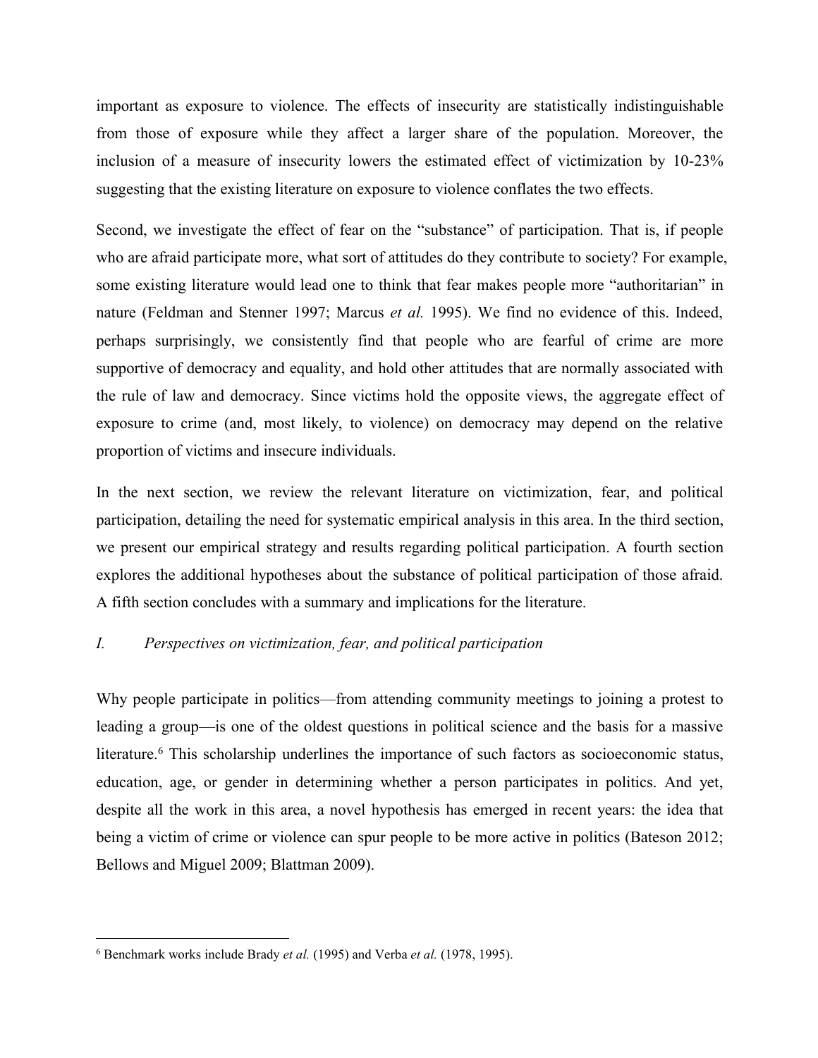important as exposure to violence. The effects of insecurity are statistically indistinguishable from those of exposure while they affect a larger share of the population. Moreover, the inclusion of a measure of insecurity lowers the estimated effect of victimization by 10-23% suggesting that the existing literature on exposure to violence conflates the two effects.

Second, we investigate the effect of fear on the "substance" of participation. That is, if people who are afraid participate more, what sort of attitudes do they contribute to society? For example, some existing literature would lead one to think that fear makes people more "authoritarian" in nature (Feldman and Stenner 1997; Marcus *et al.* 1995). We find no evidence of this. Indeed, perhaps surprisingly, we consistently find that people who are fearful of crime are more supportive of democracy and equality, and hold other attitudes that are normally associated with the rule of law and democracy. Since victims hold the opposite views, the aggregate effect of exposure to crime (and, most likely, to violence) on democracy may depend on the relative proportion of victims and insecure individuals.

In the next section, we review the relevant literature on victimization, fear, and political participation, detailing the need for systematic empirical analysis in this area. In the third section, we present our empirical strategy and results regarding political participation. A fourth section explores the additional hypotheses about the substance of political participation of those afraid. A fifth section concludes with a summary and implications for the literature.

## *I. Perspectives on victimization, fear, and political participation*

Why people participate in politics—from attending community meetings to joining a protest to leading a group—is one of the oldest questions in political science and the basis for a massive literature.[6] This scholarship underlines the importance of such factors as socioeconomic status, education, age, or gender in determining whether a person participates in politics. And yet, despite all the work in this area, a novel hypothesis has emerged in recent years: the idea that being a victim of crime or violence can spur people to be more active in politics (Bateson 2012; Bellows and Miguel 2009; Blattman 2009).

---

[6] Benchmark works include Brady *et al.* (1995) and Verba *et al.* (1978, 1995).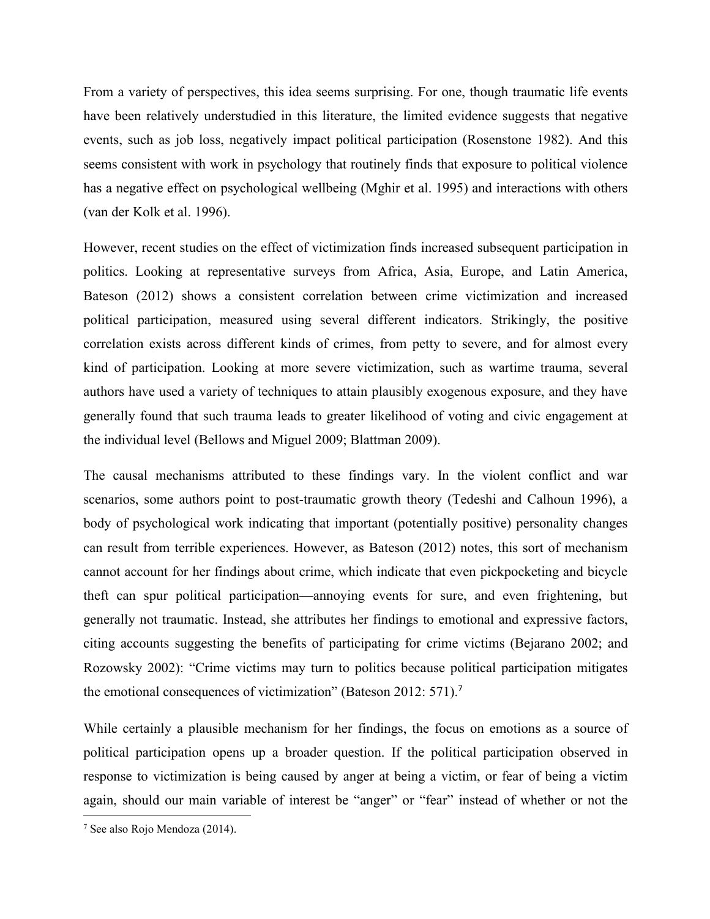From a variety of perspectives, this idea seems surprising. For one, though traumatic life events have been relatively understudied in this literature, the limited evidence suggests that negative events, such as job loss, negatively impact political participation (Rosenstone 1982). And this seems consistent with work in psychology that routinely finds that exposure to political violence has a negative effect on psychological wellbeing (Mghir et al. 1995) and interactions with others (van der Kolk et al. 1996).

However, recent studies on the effect of victimization finds increased subsequent participation in politics. Looking at representative surveys from Africa, Asia, Europe, and Latin America, Bateson (2012) shows a consistent correlation between crime victimization and increased political participation, measured using several different indicators. Strikingly, the positive correlation exists across different kinds of crimes, from petty to severe, and for almost every kind of participation. Looking at more severe victimization, such as wartime trauma, several authors have used a variety of techniques to attain plausibly exogenous exposure, and they have generally found that such trauma leads to greater likelihood of voting and civic engagement at the individual level (Bellows and Miguel 2009; Blattman 2009).

The causal mechanisms attributed to these findings vary. In the violent conflict and war scenarios, some authors point to post-traumatic growth theory (Tedeshi and Calhoun 1996), a body of psychological work indicating that important (potentially positive) personality changes can result from terrible experiences. However, as Bateson (2012) notes, this sort of mechanism cannot account for her findings about crime, which indicate that even pickpocketing and bicycle theft can spur political participation—annoying events for sure, and even frightening, but generally not traumatic. Instead, she attributes her findings to emotional and expressive factors, citing accounts suggesting the benefits of participating for crime victims (Bejarano 2002; and Rozowsky 2002): "Crime victims may turn to politics because political participation mitigates the emotional consequences of victimization" (Bateson 2012: 571).[7]

While certainly a plausible mechanism for her findings, the focus on emotions as a source of political participation opens up a broader question. If the political participation observed in response to victimization is being caused by anger at being a victim, or fear of being a victim again, should our main variable of interest be "anger" or "fear" instead of whether or not the

[7] See also Rojo Mendoza (2014).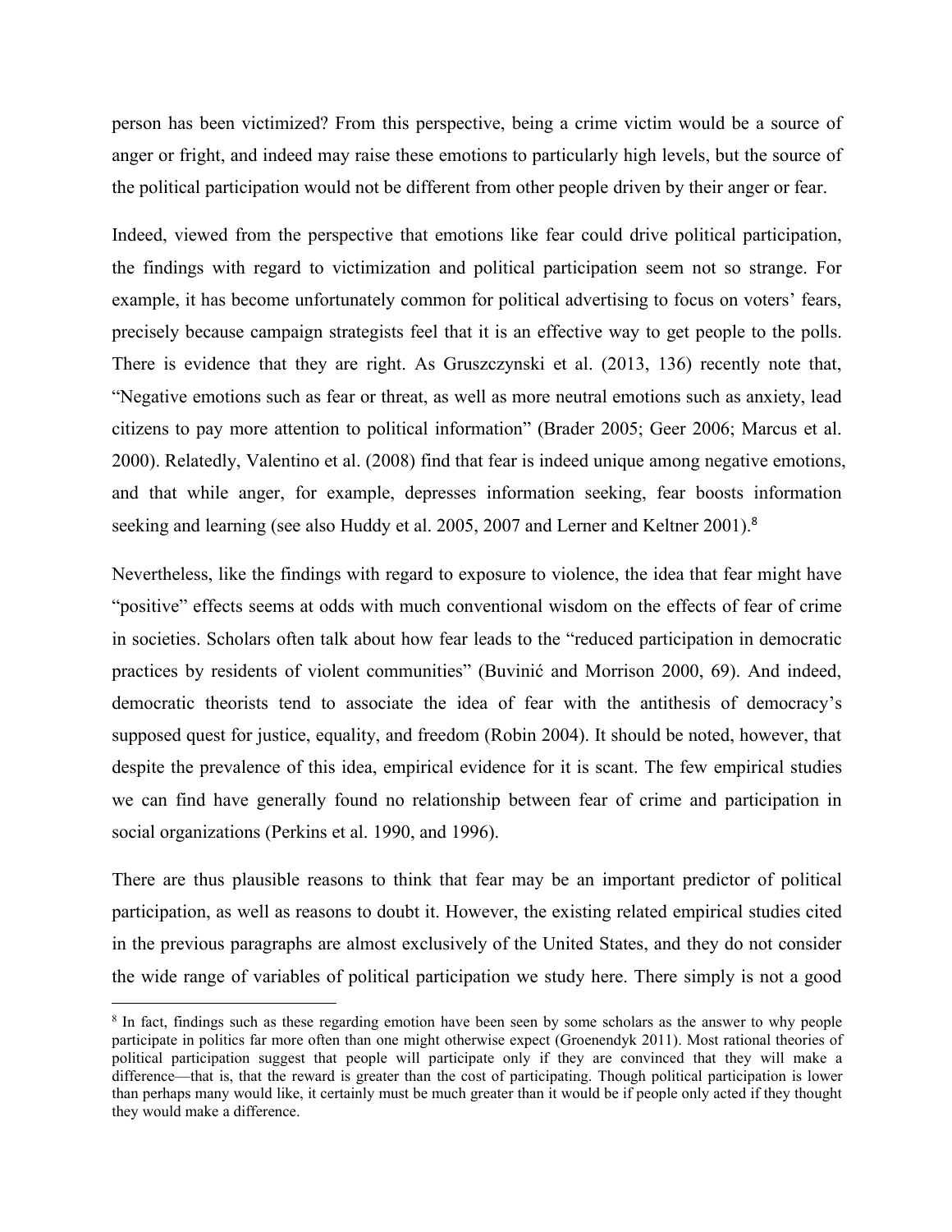person has been victimized? From this perspective, being a crime victim would be a source of anger or fright, and indeed may raise these emotions to particularly high levels, but the source of the political participation would not be different from other people driven by their anger or fear.

Indeed, viewed from the perspective that emotions like fear could drive political participation, the findings with regard to victimization and political participation seem not so strange. For example, it has become unfortunately common for political advertising to focus on voters' fears, precisely because campaign strategists feel that it is an effective way to get people to the polls. There is evidence that they are right. As Gruszczynski et al. (2013, 136) recently note that, "Negative emotions such as fear or threat, as well as more neutral emotions such as anxiety, lead citizens to pay more attention to political information" (Brader 2005; Geer 2006; Marcus et al. 2000). Relatedly, Valentino et al. (2008) find that fear is indeed unique among negative emotions, and that while anger, for example, depresses information seeking, fear boosts information seeking and learning (see also Huddy et al. 2005, 2007 and Lerner and Keltner 2001).[8]

Nevertheless, like the findings with regard to exposure to violence, the idea that fear might have "positive" effects seems at odds with much conventional wisdom on the effects of fear of crime in societies. Scholars often talk about how fear leads to the "reduced participation in democratic practices by residents of violent communities" (Buvinić and Morrison 2000, 69). And indeed, democratic theorists tend to associate the idea of fear with the antithesis of democracy's supposed quest for justice, equality, and freedom (Robin 2004). It should be noted, however, that despite the prevalence of this idea, empirical evidence for it is scant. The few empirical studies we can find have generally found no relationship between fear of crime and participation in social organizations (Perkins et al. 1990, and 1996).

There are thus plausible reasons to think that fear may be an important predictor of political participation, as well as reasons to doubt it. However, the existing related empirical studies cited in the previous paragraphs are almost exclusively of the United States, and they do not consider the wide range of variables of political participation we study here. There simply is not a good

[8] In fact, findings such as these regarding emotion have been seen by some scholars as the answer to why people participate in politics far more often than one might otherwise expect (Groenendyk 2011). Most rational theories of political participation suggest that people will participate only if they are convinced that they will make a difference—that is, that the reward is greater than the cost of participating. Though political participation is lower than perhaps many would like, it certainly must be much greater than it would be if people only acted if they thought they would make a difference.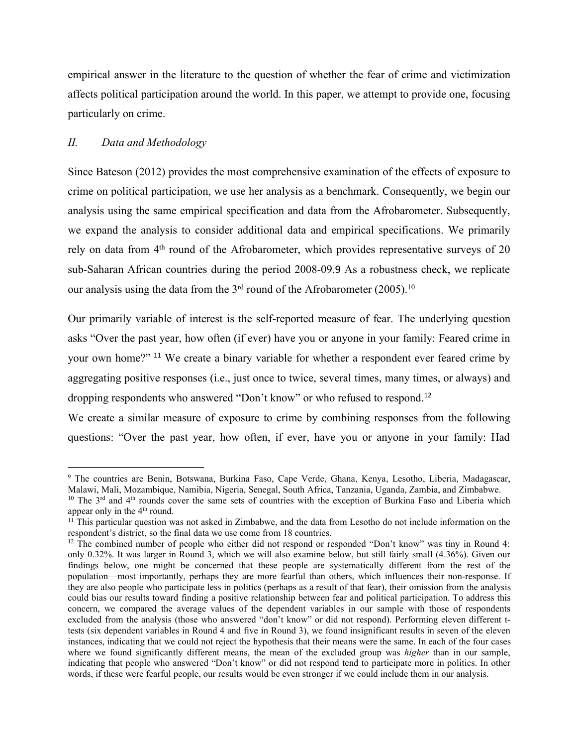empirical answer in the literature to the question of whether the fear of crime and victimization affects political participation around the world. In this paper, we attempt to provide one, focusing particularly on crime.

## *II. Data and Methodology*

Since Bateson (2012) provides the most comprehensive examination of the effects of exposure to crime on political participation, we use her analysis as a benchmark. Consequently, we begin our analysis using the same empirical specification and data from the Afrobarometer. Subsequently, we expand the analysis to consider additional data and empirical specifications. We primarily rely on data from 4th round of the Afrobarometer, which provides representative surveys of 20 sub-Saharan African countries during the period 2008-09.[9] As a robustness check, we replicate our analysis using the data from the 3rd round of the Afrobarometer (2005).[10]

Our primarily variable of interest is the self-reported measure of fear. The underlying question asks "Over the past year, how often (if ever) have you or anyone in your family: Feared crime in your own home?" [11] We create a binary variable for whether a respondent ever feared crime by aggregating positive responses (i.e., just once to twice, several times, many times, or always) and dropping respondents who answered "Don't know" or who refused to respond.[12]

We create a similar measure of exposure to crime by combining responses from the following questions: "Over the past year, how often, if ever, have you or anyone in your family: Had

---

[9] The countries are Benin, Botswana, Burkina Faso, Cape Verde, Ghana, Kenya, Lesotho, Liberia, Madagascar, Malawi, Mali, Mozambique, Namibia, Nigeria, Senegal, South Africa, Tanzania, Uganda, Zambia, and Zimbabwe.

[10] The 3rd and 4th rounds cover the same sets of countries with the exception of Burkina Faso and Liberia which appear only in the 4th round.

[11] This particular question was not asked in Zimbabwe, and the data from Lesotho do not include information on the respondent's district, so the final data we use come from 18 countries.

[12] The combined number of people who either did not respond or responded "Don't know" was tiny in Round 4: only 0.32%. It was larger in Round 3, which we will also examine below, but still fairly small (4.36%). Given our findings below, one might be concerned that these people are systematically different from the rest of the population—most importantly, perhaps they are more fearful than others, which influences their non-response. If they are also people who participate less in politics (perhaps as a result of that fear), their omission from the analysis could bias our results toward finding a positive relationship between fear and political participation. To address this concern, we compared the average values of the dependent variables in our sample with those of respondents excluded from the analysis (those who answered "don't know" or did not respond). Performing eleven different t-tests (six dependent variables in Round 4 and five in Round 3), we found insignificant results in seven of the eleven instances, indicating that we could not reject the hypothesis that their means were the same. In each of the four cases where we found significantly different means, the mean of the excluded group was *higher* than in our sample, indicating that people who answered "Don't know" or did not respond tend to participate more in politics. In other words, if these were fearful people, our results would be even stronger if we could include them in our analysis.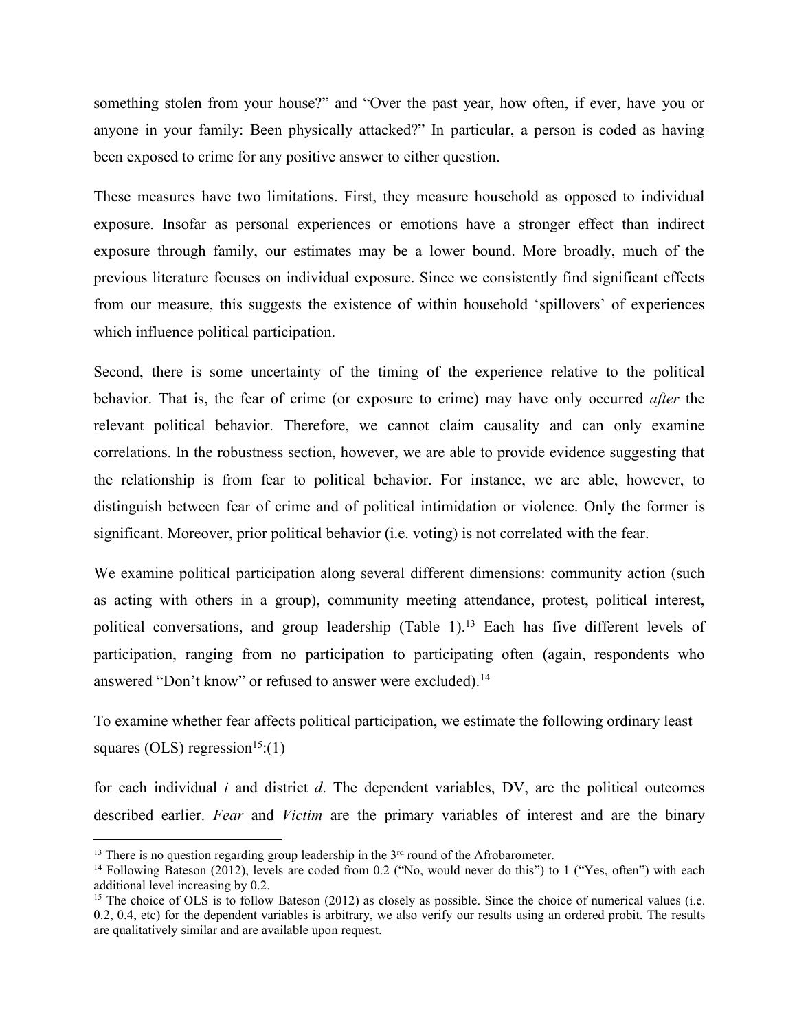something stolen from your house?" and "Over the past year, how often, if ever, have you or anyone in your family: Been physically attacked?" In particular, a person is coded as having been exposed to crime for any positive answer to either question.

These measures have two limitations. First, they measure household as opposed to individual exposure. Insofar as personal experiences or emotions have a stronger effect than indirect exposure through family, our estimates may be a lower bound. More broadly, much of the previous literature focuses on individual exposure. Since we consistently find significant effects from our measure, this suggests the existence of within household 'spillovers' of experiences which influence political participation.

Second, there is some uncertainty of the timing of the experience relative to the political behavior. That is, the fear of crime (or exposure to crime) may have only occurred *after* the relevant political behavior. Therefore, we cannot claim causality and can only examine correlations. In the robustness section, however, we are able to provide evidence suggesting that the relationship is from fear to political behavior. For instance, we are able, however, to distinguish between fear of crime and of political intimidation or violence. Only the former is significant. Moreover, prior political behavior (i.e. voting) is not correlated with the fear.

We examine political participation along several different dimensions: community action (such as acting with others in a group), community meeting attendance, protest, political interest, political conversations, and group leadership (Table 1).[13] Each has five different levels of participation, ranging from no participation to participating often (again, respondents who answered "Don't know" or refused to answer were excluded).[14]

To examine whether fear affects political participation, we estimate the following ordinary least squares (OLS) regression[15]:(1)

for each individual *i* and district *d*. The dependent variables, DV, are the political outcomes described earlier. *Fear* and *Victim* are the primary variables of interest and are the binary

---

[13] There is no question regarding group leadership in the 3rd round of the Afrobarometer.

[14] Following Bateson (2012), levels are coded from 0.2 ("No, would never do this") to 1 ("Yes, often") with each additional level increasing by 0.2.

[15] The choice of OLS is to follow Bateson (2012) as closely as possible. Since the choice of numerical values (i.e. 0.2, 0.4, etc) for the dependent variables is arbitrary, we also verify our results using an ordered probit. The results are qualitatively similar and are available upon request.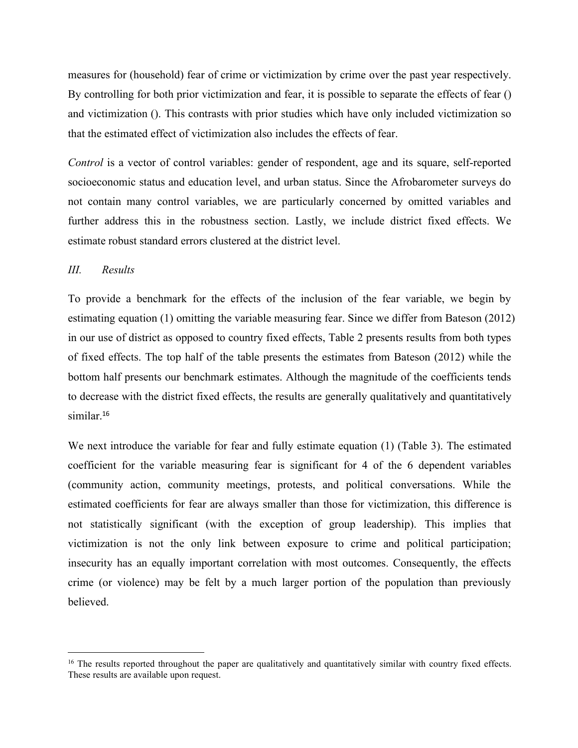measures for (household) fear of crime or victimization by crime over the past year respectively. By controlling for both prior victimization and fear, it is possible to separate the effects of fear () and victimization (). This contrasts with prior studies which have only included victimization so that the estimated effect of victimization also includes the effects of fear.

*Control* is a vector of control variables: gender of respondent, age and its square, self-reported socioeconomic status and education level, and urban status. Since the Afrobarometer surveys do not contain many control variables, we are particularly concerned by omitted variables and further address this in the robustness section. Lastly, we include district fixed effects. We estimate robust standard errors clustered at the district level.

### *III. Results*

To provide a benchmark for the effects of the inclusion of the fear variable, we begin by estimating equation (1) omitting the variable measuring fear. Since we differ from Bateson (2012) in our use of district as opposed to country fixed effects, Table 2 presents results from both types of fixed effects. The top half of the table presents the estimates from Bateson (2012) while the bottom half presents our benchmark estimates. Although the magnitude of the coefficients tends to decrease with the district fixed effects, the results are generally qualitatively and quantitatively similar.[16]

We next introduce the variable for fear and fully estimate equation (1) (Table 3). The estimated coefficient for the variable measuring fear is significant for 4 of the 6 dependent variables (community action, community meetings, protests, and political conversations. While the estimated coefficients for fear are always smaller than those for victimization, this difference is not statistically significant (with the exception of group leadership). This implies that victimization is not the only link between exposure to crime and political participation; insecurity has an equally important correlation with most outcomes. Consequently, the effects crime (or violence) may be felt by a much larger portion of the population than previously believed.

[16] The results reported throughout the paper are qualitatively and quantitatively similar with country fixed effects. These results are available upon request.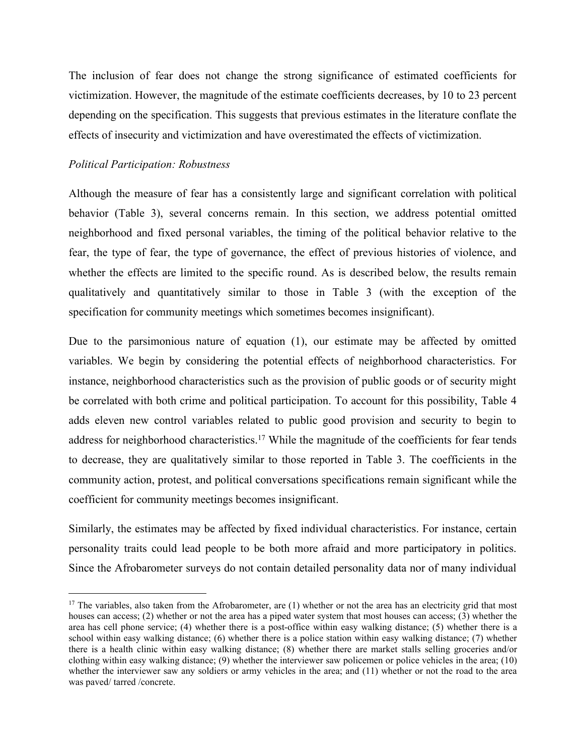The inclusion of fear does not change the strong significance of estimated coefficients for victimization. However, the magnitude of the estimate coefficients decreases, by 10 to 23 percent depending on the specification. This suggests that previous estimates in the literature conflate the effects of insecurity and victimization and have overestimated the effects of victimization.

*Political Participation: Robustness*

Although the measure of fear has a consistently large and significant correlation with political behavior (Table 3), several concerns remain. In this section, we address potential omitted neighborhood and fixed personal variables, the timing of the political behavior relative to the fear, the type of fear, the type of governance, the effect of previous histories of violence, and whether the effects are limited to the specific round. As is described below, the results remain qualitatively and quantitatively similar to those in Table 3 (with the exception of the specification for community meetings which sometimes becomes insignificant).

Due to the parsimonious nature of equation (1), our estimate may be affected by omitted variables. We begin by considering the potential effects of neighborhood characteristics. For instance, neighborhood characteristics such as the provision of public goods or of security might be correlated with both crime and political participation. To account for this possibility, Table 4 adds eleven new control variables related to public good provision and security to begin to address for neighborhood characteristics.[17] While the magnitude of the coefficients for fear tends to decrease, they are qualitatively similar to those reported in Table 3. The coefficients in the community action, protest, and political conversations specifications remain significant while the coefficient for community meetings becomes insignificant.

Similarly, the estimates may be affected by fixed individual characteristics. For instance, certain personality traits could lead people to be both more afraid and more participatory in politics. Since the Afrobarometer surveys do not contain detailed personality data nor of many individual

[17] The variables, also taken from the Afrobarometer, are (1) whether or not the area has an electricity grid that most houses can access; (2) whether or not the area has a piped water system that most houses can access; (3) whether the area has cell phone service; (4) whether there is a post-office within easy walking distance; (5) whether there is a school within easy walking distance; (6) whether there is a police station within easy walking distance; (7) whether there is a health clinic within easy walking distance; (8) whether there are market stalls selling groceries and/or clothing within easy walking distance; (9) whether the interviewer saw policemen or police vehicles in the area; (10) whether the interviewer saw any soldiers or army vehicles in the area; and (11) whether or not the road to the area was paved/ tarred /concrete.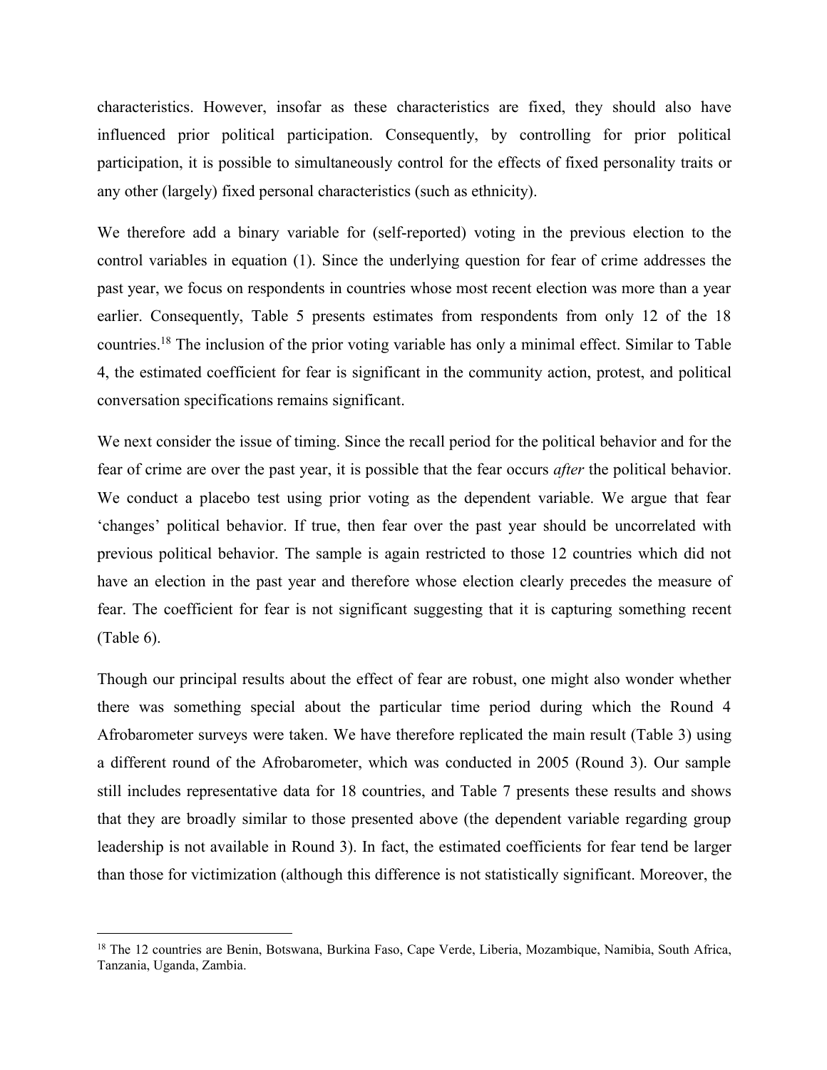characteristics. However, insofar as these characteristics are fixed, they should also have influenced prior political participation. Consequently, by controlling for prior political participation, it is possible to simultaneously control for the effects of fixed personality traits or any other (largely) fixed personal characteristics (such as ethnicity).

We therefore add a binary variable for (self-reported) voting in the previous election to the control variables in equation (1). Since the underlying question for fear of crime addresses the past year, we focus on respondents in countries whose most recent election was more than a year earlier. Consequently, Table 5 presents estimates from respondents from only 12 of the 18 countries.[18] The inclusion of the prior voting variable has only a minimal effect. Similar to Table 4, the estimated coefficient for fear is significant in the community action, protest, and political conversation specifications remains significant.

We next consider the issue of timing. Since the recall period for the political behavior and for the fear of crime are over the past year, it is possible that the fear occurs *after* the political behavior. We conduct a placebo test using prior voting as the dependent variable. We argue that fear 'changes' political behavior. If true, then fear over the past year should be uncorrelated with previous political behavior. The sample is again restricted to those 12 countries which did not have an election in the past year and therefore whose election clearly precedes the measure of fear. The coefficient for fear is not significant suggesting that it is capturing something recent (Table 6).

Though our principal results about the effect of fear are robust, one might also wonder whether there was something special about the particular time period during which the Round 4 Afrobarometer surveys were taken. We have therefore replicated the main result (Table 3) using a different round of the Afrobarometer, which was conducted in 2005 (Round 3). Our sample still includes representative data for 18 countries, and Table 7 presents these results and shows that they are broadly similar to those presented above (the dependent variable regarding group leadership is not available in Round 3). In fact, the estimated coefficients for fear tend be larger than those for victimization (although this difference is not statistically significant. Moreover, the

[18] The 12 countries are Benin, Botswana, Burkina Faso, Cape Verde, Liberia, Mozambique, Namibia, South Africa, Tanzania, Uganda, Zambia.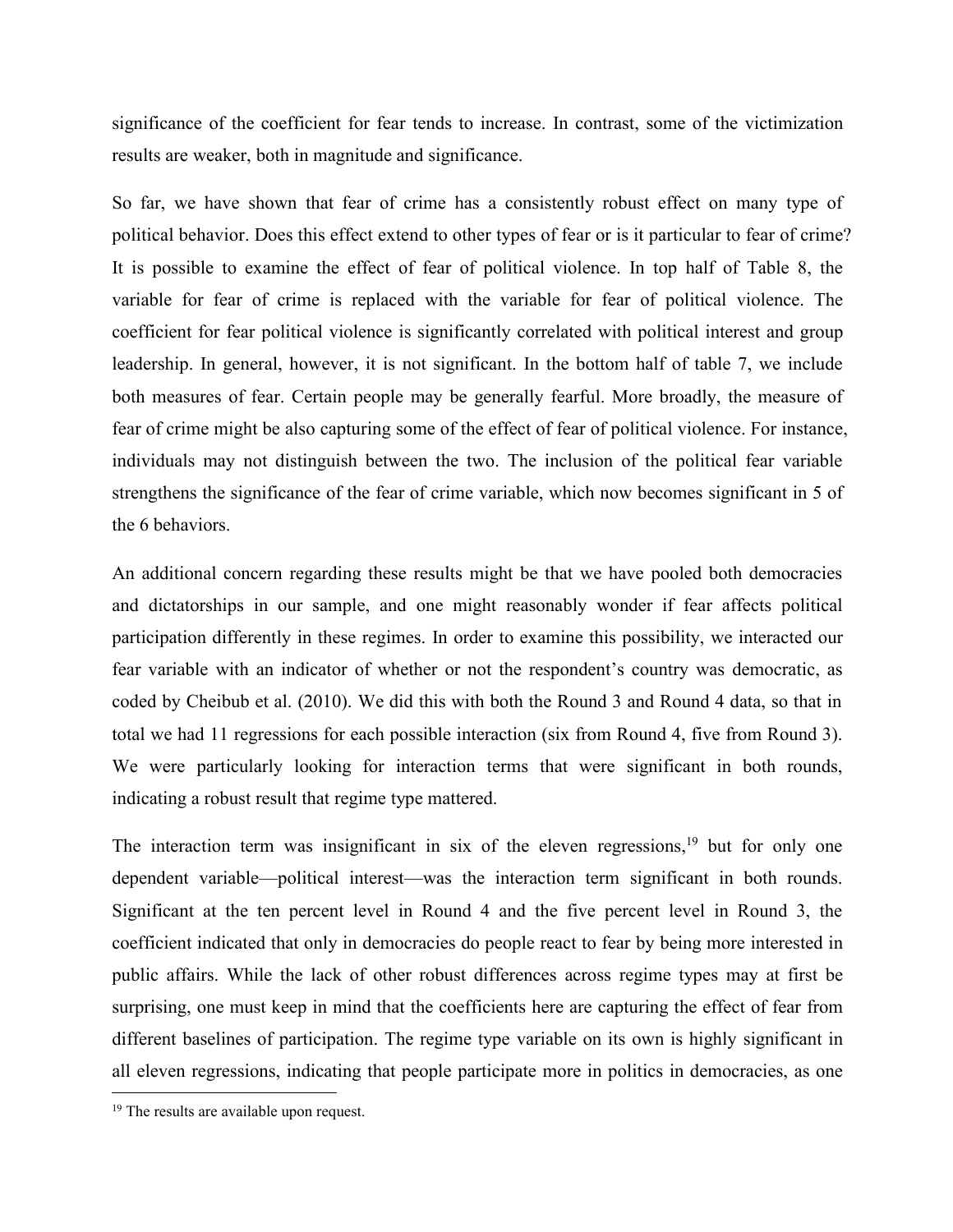significance of the coefficient for fear tends to increase. In contrast, some of the victimization results are weaker, both in magnitude and significance.

So far, we have shown that fear of crime has a consistently robust effect on many type of political behavior. Does this effect extend to other types of fear or is it particular to fear of crime? It is possible to examine the effect of fear of political violence. In top half of Table 8, the variable for fear of crime is replaced with the variable for fear of political violence. The coefficient for fear political violence is significantly correlated with political interest and group leadership. In general, however, it is not significant. In the bottom half of table 7, we include both measures of fear. Certain people may be generally fearful. More broadly, the measure of fear of crime might be also capturing some of the effect of fear of political violence. For instance, individuals may not distinguish between the two. The inclusion of the political fear variable strengthens the significance of the fear of crime variable, which now becomes significant in 5 of the 6 behaviors.

An additional concern regarding these results might be that we have pooled both democracies and dictatorships in our sample, and one might reasonably wonder if fear affects political participation differently in these regimes. In order to examine this possibility, we interacted our fear variable with an indicator of whether or not the respondent's country was democratic, as coded by Cheibub et al. (2010). We did this with both the Round 3 and Round 4 data, so that in total we had 11 regressions for each possible interaction (six from Round 4, five from Round 3). We were particularly looking for interaction terms that were significant in both rounds, indicating a robust result that regime type mattered.

The interaction term was insignificant in six of the eleven regressions,[19] but for only one dependent variable—political interest—was the interaction term significant in both rounds. Significant at the ten percent level in Round 4 and the five percent level in Round 3, the coefficient indicated that only in democracies do people react to fear by being more interested in public affairs. While the lack of other robust differences across regime types may at first be surprising, one must keep in mind that the coefficients here are capturing the effect of fear from different baselines of participation. The regime type variable on its own is highly significant in all eleven regressions, indicating that people participate more in politics in democracies, as one

[19] The results are available upon request.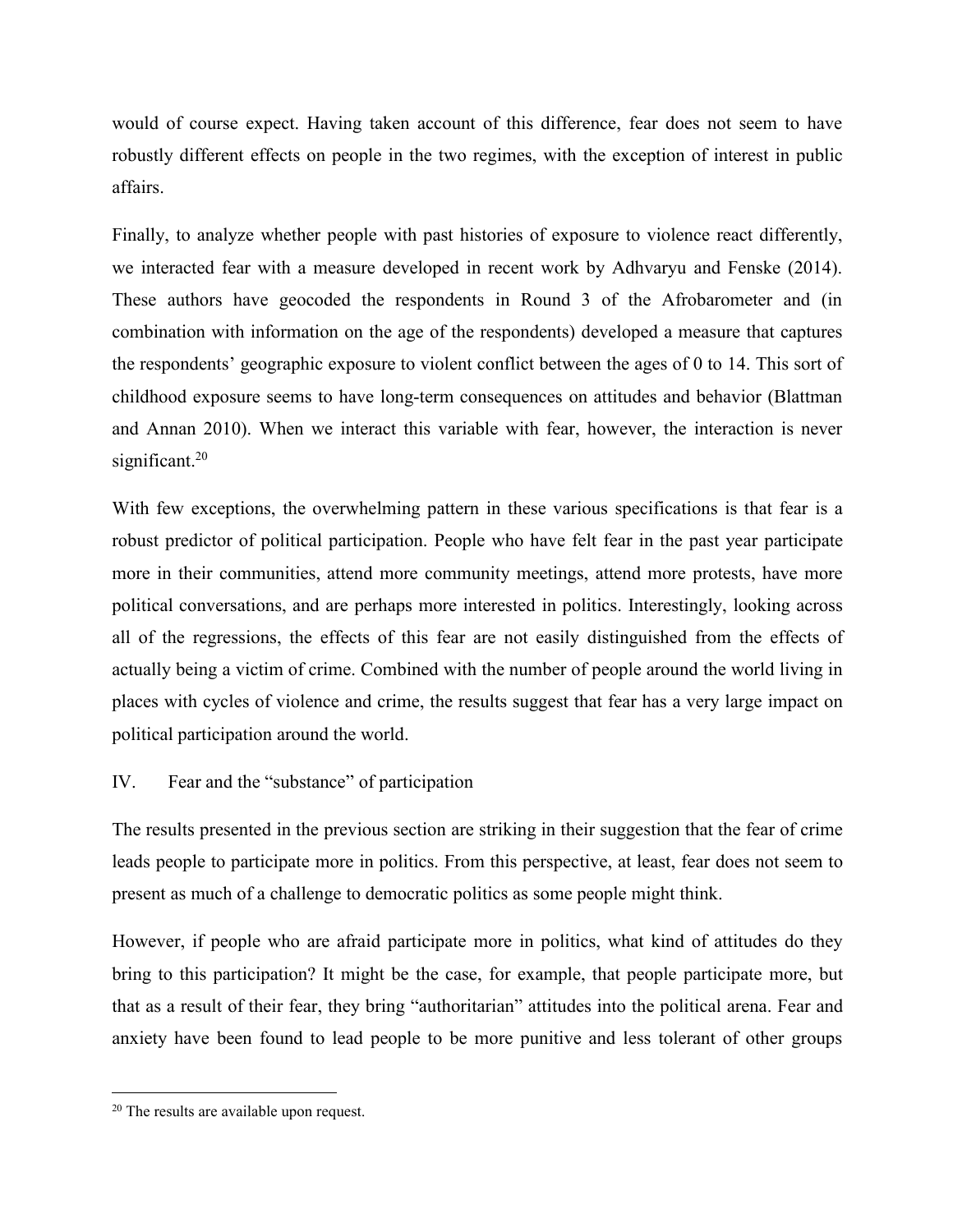would of course expect. Having taken account of this difference, fear does not seem to have robustly different effects on people in the two regimes, with the exception of interest in public affairs.

Finally, to analyze whether people with past histories of exposure to violence react differently, we interacted fear with a measure developed in recent work by Adhvaryu and Fenske (2014). These authors have geocoded the respondents in Round 3 of the Afrobarometer and (in combination with information on the age of the respondents) developed a measure that captures the respondents' geographic exposure to violent conflict between the ages of 0 to 14. This sort of childhood exposure seems to have long-term consequences on attitudes and behavior (Blattman and Annan 2010). When we interact this variable with fear, however, the interaction is never significant.[20]

With few exceptions, the overwhelming pattern in these various specifications is that fear is a robust predictor of political participation. People who have felt fear in the past year participate more in their communities, attend more community meetings, attend more protests, have more political conversations, and are perhaps more interested in politics. Interestingly, looking across all of the regressions, the effects of this fear are not easily distinguished from the effects of actually being a victim of crime. Combined with the number of people around the world living in places with cycles of violence and crime, the results suggest that fear has a very large impact on political participation around the world.

## IV. Fear and the "substance" of participation

The results presented in the previous section are striking in their suggestion that the fear of crime leads people to participate more in politics. From this perspective, at least, fear does not seem to present as much of a challenge to democratic politics as some people might think.

However, if people who are afraid participate more in politics, what kind of attitudes do they bring to this participation? It might be the case, for example, that people participate more, but that as a result of their fear, they bring "authoritarian" attitudes into the political arena. Fear and anxiety have been found to lead people to be more punitive and less tolerant of other groups

[20] The results are available upon request.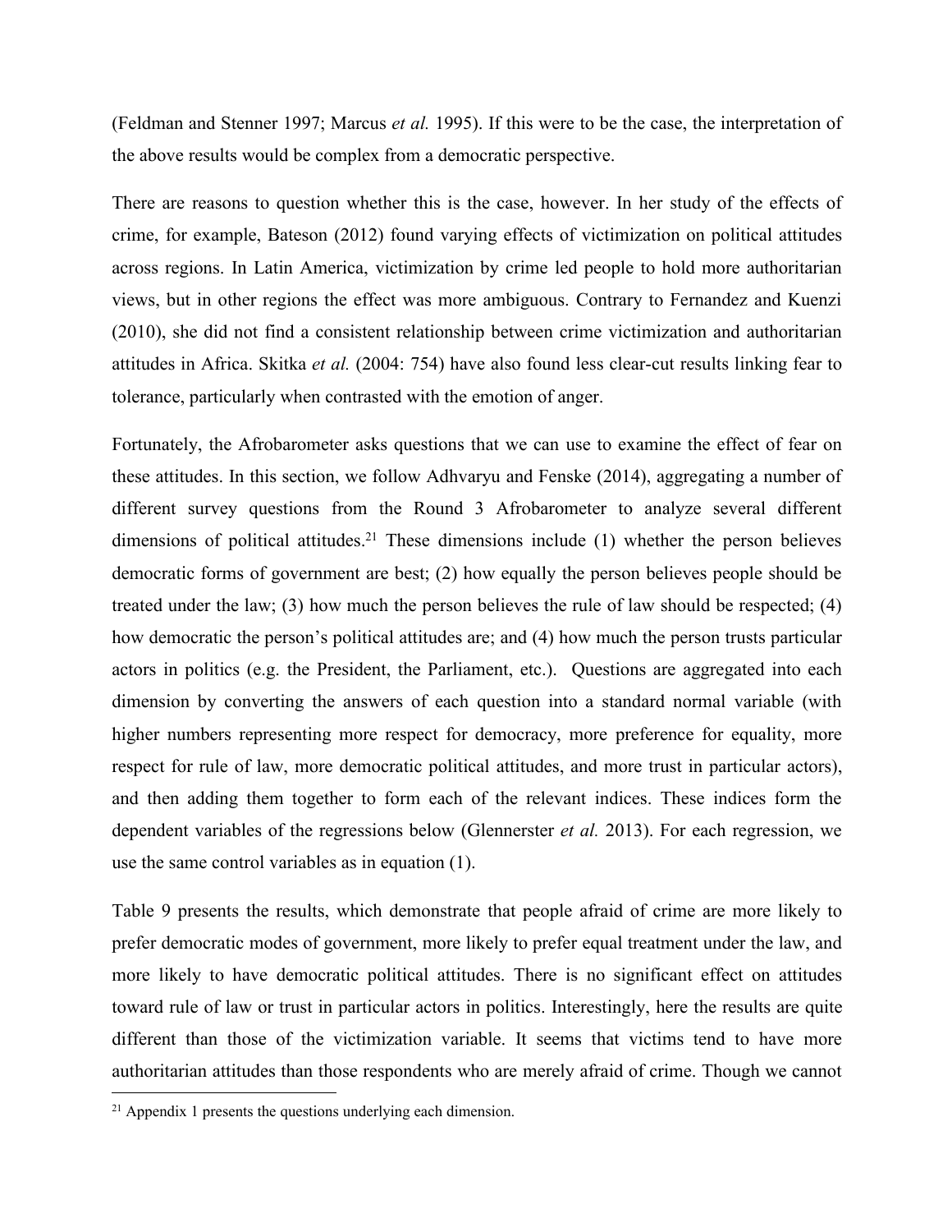(Feldman and Stenner 1997; Marcus *et al.* 1995). If this were to be the case, the interpretation of the above results would be complex from a democratic perspective.

There are reasons to question whether this is the case, however. In her study of the effects of crime, for example, Bateson (2012) found varying effects of victimization on political attitudes across regions. In Latin America, victimization by crime led people to hold more authoritarian views, but in other regions the effect was more ambiguous. Contrary to Fernandez and Kuenzi (2010), she did not find a consistent relationship between crime victimization and authoritarian attitudes in Africa. Skitka *et al.* (2004: 754) have also found less clear-cut results linking fear to tolerance, particularly when contrasted with the emotion of anger.

Fortunately, the Afrobarometer asks questions that we can use to examine the effect of fear on these attitudes. In this section, we follow Adhvaryu and Fenske (2014), aggregating a number of different survey questions from the Round 3 Afrobarometer to analyze several different dimensions of political attitudes.[21] These dimensions include (1) whether the person believes democratic forms of government are best; (2) how equally the person believes people should be treated under the law; (3) how much the person believes the rule of law should be respected; (4) how democratic the person's political attitudes are; and (4) how much the person trusts particular actors in politics (e.g. the President, the Parliament, etc.). Questions are aggregated into each dimension by converting the answers of each question into a standard normal variable (with higher numbers representing more respect for democracy, more preference for equality, more respect for rule of law, more democratic political attitudes, and more trust in particular actors), and then adding them together to form each of the relevant indices. These indices form the dependent variables of the regressions below (Glennerster *et al.* 2013). For each regression, we use the same control variables as in equation (1).

Table 9 presents the results, which demonstrate that people afraid of crime are more likely to prefer democratic modes of government, more likely to prefer equal treatment under the law, and more likely to have democratic political attitudes. There is no significant effect on attitudes toward rule of law or trust in particular actors in politics. Interestingly, here the results are quite different than those of the victimization variable. It seems that victims tend to have more authoritarian attitudes than those respondents who are merely afraid of crime. Though we cannot

[21] Appendix 1 presents the questions underlying each dimension.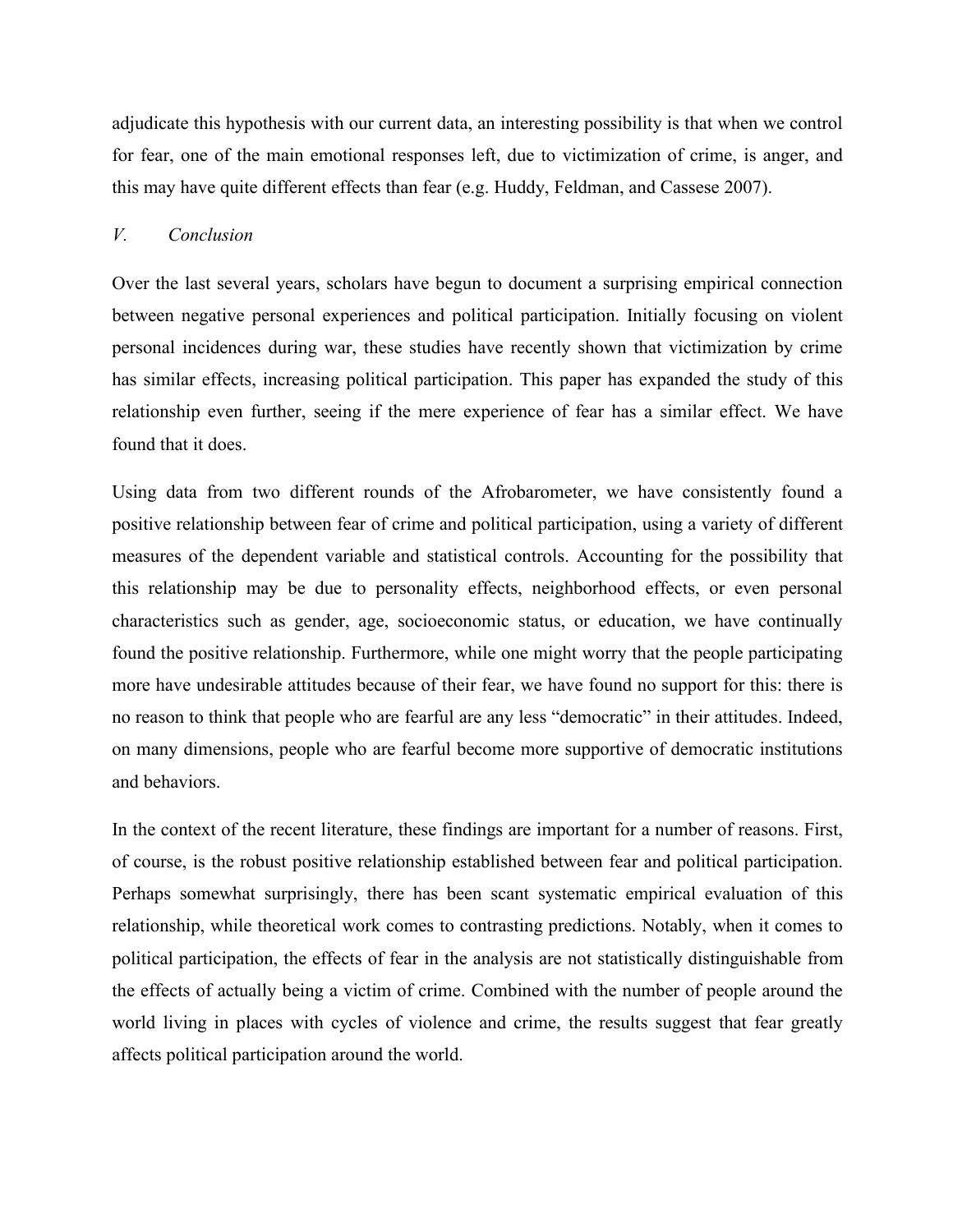adjudicate this hypothesis with our current data, an interesting possibility is that when we control for fear, one of the main emotional responses left, due to victimization of crime, is anger, and this may have quite different effects than fear (e.g. Huddy, Feldman, and Cassese 2007).

## *V. Conclusion*

Over the last several years, scholars have begun to document a surprising empirical connection between negative personal experiences and political participation. Initially focusing on violent personal incidences during war, these studies have recently shown that victimization by crime has similar effects, increasing political participation. This paper has expanded the study of this relationship even further, seeing if the mere experience of fear has a similar effect. We have found that it does.

Using data from two different rounds of the Afrobarometer, we have consistently found a positive relationship between fear of crime and political participation, using a variety of different measures of the dependent variable and statistical controls. Accounting for the possibility that this relationship may be due to personality effects, neighborhood effects, or even personal characteristics such as gender, age, socioeconomic status, or education, we have continually found the positive relationship. Furthermore, while one might worry that the people participating more have undesirable attitudes because of their fear, we have found no support for this: there is no reason to think that people who are fearful are any less "democratic" in their attitudes. Indeed, on many dimensions, people who are fearful become more supportive of democratic institutions and behaviors.

In the context of the recent literature, these findings are important for a number of reasons. First, of course, is the robust positive relationship established between fear and political participation. Perhaps somewhat surprisingly, there has been scant systematic empirical evaluation of this relationship, while theoretical work comes to contrasting predictions. Notably, when it comes to political participation, the effects of fear in the analysis are not statistically distinguishable from the effects of actually being a victim of crime. Combined with the number of people around the world living in places with cycles of violence and crime, the results suggest that fear greatly affects political participation around the world.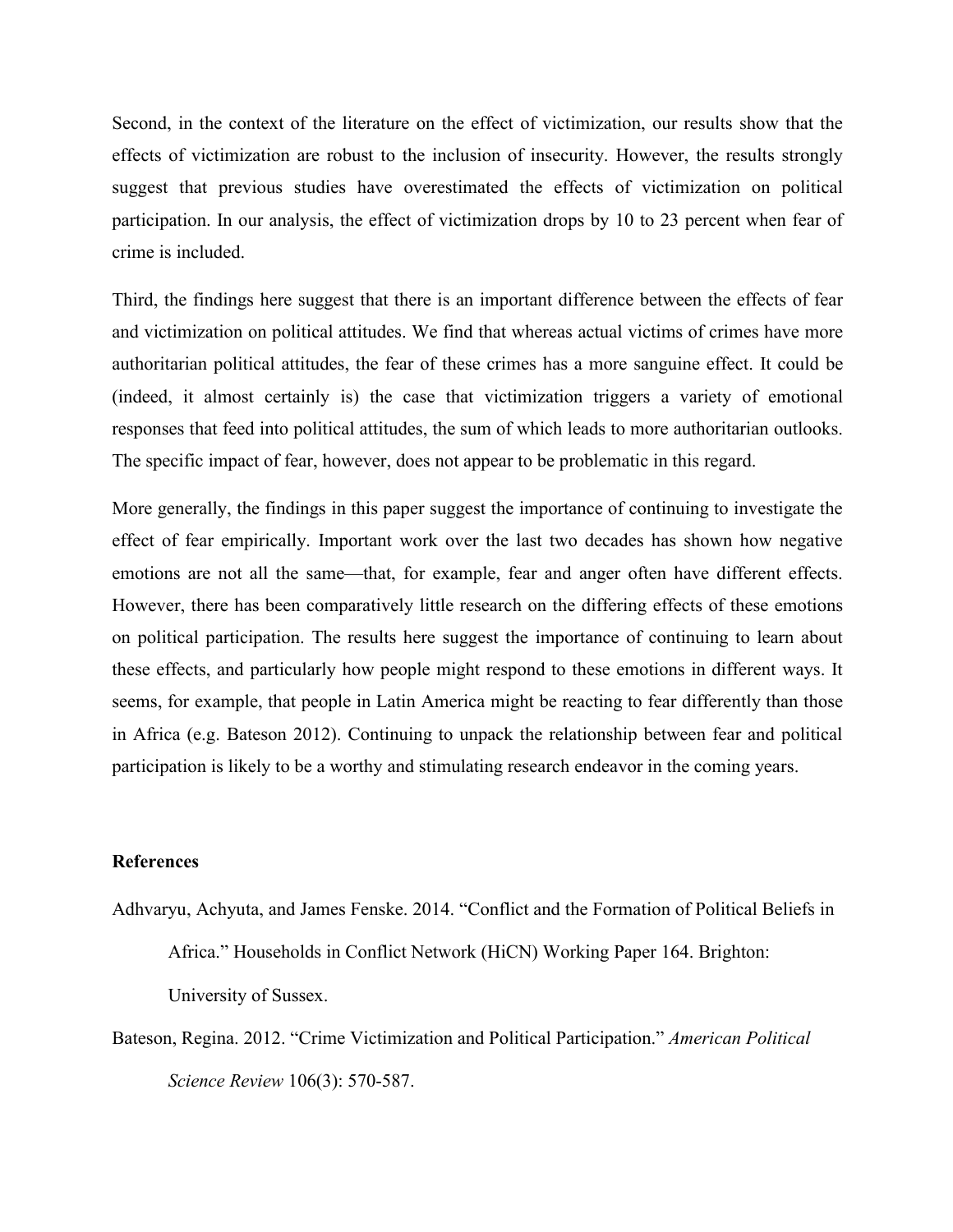Second, in the context of the literature on the effect of victimization, our results show that the effects of victimization are robust to the inclusion of insecurity. However, the results strongly suggest that previous studies have overestimated the effects of victimization on political participation. In our analysis, the effect of victimization drops by 10 to 23 percent when fear of crime is included.

Third, the findings here suggest that there is an important difference between the effects of fear and victimization on political attitudes. We find that whereas actual victims of crimes have more authoritarian political attitudes, the fear of these crimes has a more sanguine effect. It could be (indeed, it almost certainly is) the case that victimization triggers a variety of emotional responses that feed into political attitudes, the sum of which leads to more authoritarian outlooks. The specific impact of fear, however, does not appear to be problematic in this regard.

More generally, the findings in this paper suggest the importance of continuing to investigate the effect of fear empirically. Important work over the last two decades has shown how negative emotions are not all the same—that, for example, fear and anger often have different effects. However, there has been comparatively little research on the differing effects of these emotions on political participation. The results here suggest the importance of continuing to learn about these effects, and particularly how people might respond to these emotions in different ways. It seems, for example, that people in Latin America might be reacting to fear differently than those in Africa (e.g. Bateson 2012). Continuing to unpack the relationship between fear and political participation is likely to be a worthy and stimulating research endeavor in the coming years.

**References**

Adhvaryu, Achyuta, and James Fenske. 2014. "Conflict and the Formation of Political Beliefs in Africa." Households in Conflict Network (HiCN) Working Paper 164. Brighton: University of Sussex.

Bateson, Regina. 2012. "Crime Victimization and Political Participation." *American Political Science Review* 106(3): 570-587.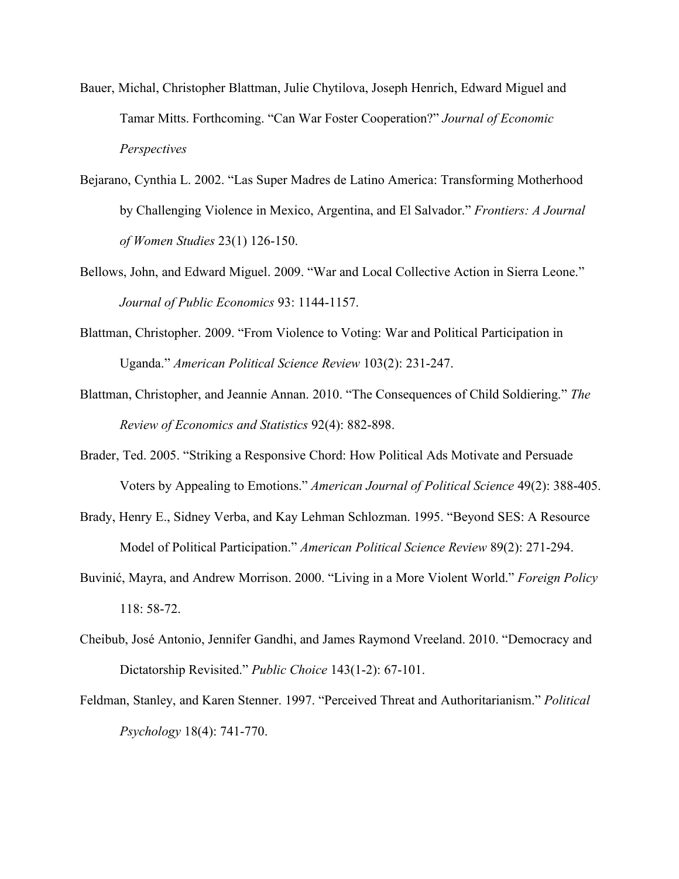Bauer, Michal, Christopher Blattman, Julie Chytilova, Joseph Henrich, Edward Miguel and Tamar Mitts. Forthcoming. "Can War Foster Cooperation?" *Journal of Economic Perspectives*

Bejarano, Cynthia L. 2002. "Las Super Madres de Latino America: Transforming Motherhood by Challenging Violence in Mexico, Argentina, and El Salvador." *Frontiers: A Journal of Women Studies* 23(1) 126-150.

Bellows, John, and Edward Miguel. 2009. "War and Local Collective Action in Sierra Leone." *Journal of Public Economics* 93: 1144-1157.

Blattman, Christopher. 2009. "From Violence to Voting: War and Political Participation in Uganda." *American Political Science Review* 103(2): 231-247.

Blattman, Christopher, and Jeannie Annan. 2010. "The Consequences of Child Soldiering." *The Review of Economics and Statistics* 92(4): 882-898.

Brader, Ted. 2005. "Striking a Responsive Chord: How Political Ads Motivate and Persuade Voters by Appealing to Emotions." *American Journal of Political Science* 49(2): 388-405.

Brady, Henry E., Sidney Verba, and Kay Lehman Schlozman. 1995. "Beyond SES: A Resource Model of Political Participation." *American Political Science Review* 89(2): 271-294.

Buvinić, Mayra, and Andrew Morrison. 2000. "Living in a More Violent World." *Foreign Policy* 118: 58-72.

Cheibub, José Antonio, Jennifer Gandhi, and James Raymond Vreeland. 2010. "Democracy and Dictatorship Revisited." *Public Choice* 143(1-2): 67-101.

Feldman, Stanley, and Karen Stenner. 1997. "Perceived Threat and Authoritarianism." *Political Psychology* 18(4): 741-770.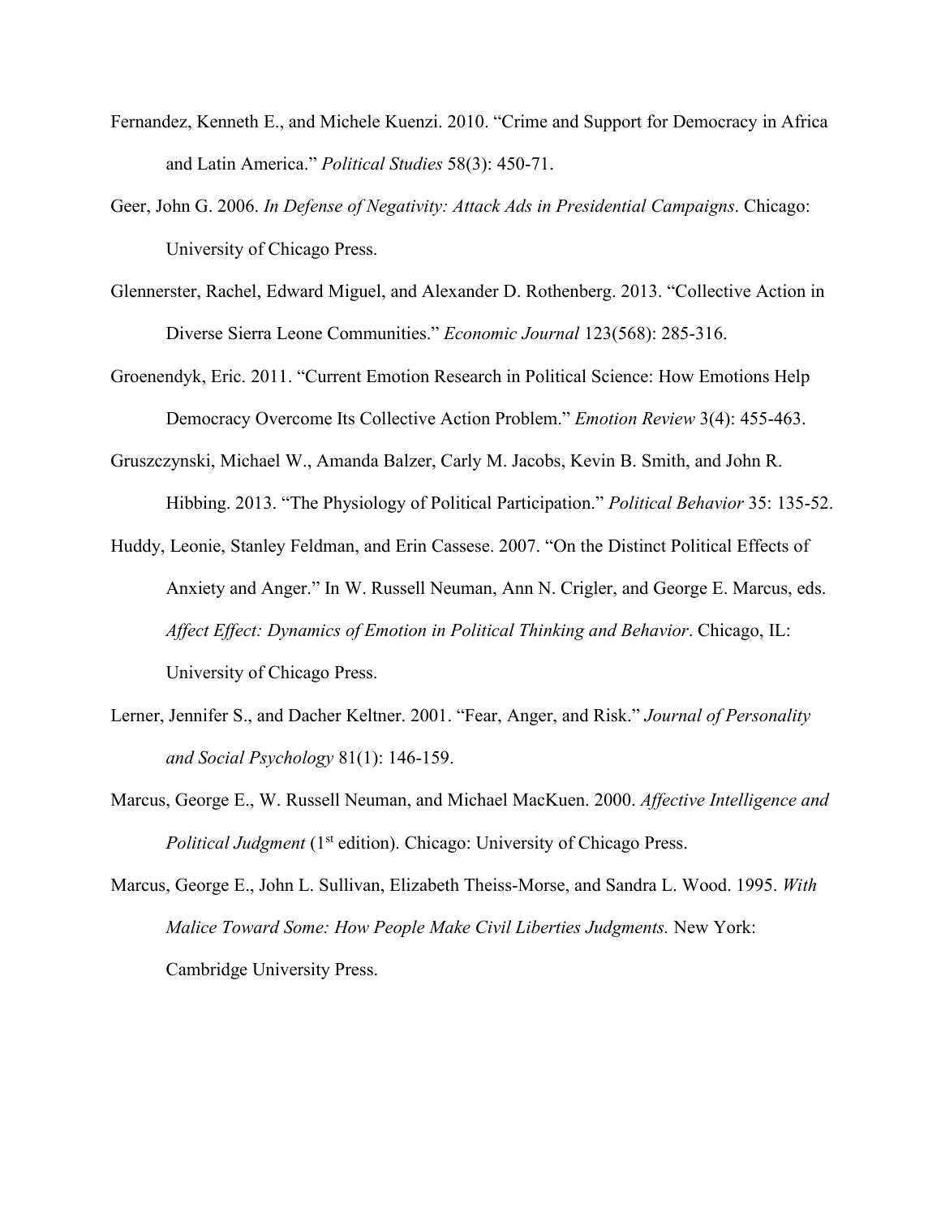Fernandez, Kenneth E., and Michele Kuenzi. 2010. "Crime and Support for Democracy in Africa and Latin America." *Political Studies* 58(3): 450-71.

Geer, John G. 2006. *In Defense of Negativity: Attack Ads in Presidential Campaigns*. Chicago: University of Chicago Press.

Glennerster, Rachel, Edward Miguel, and Alexander D. Rothenberg. 2013. "Collective Action in Diverse Sierra Leone Communities." *Economic Journal* 123(568): 285-316.

Groenendyk, Eric. 2011. "Current Emotion Research in Political Science: How Emotions Help Democracy Overcome Its Collective Action Problem." *Emotion Review* 3(4): 455-463.

Gruszczynski, Michael W., Amanda Balzer, Carly M. Jacobs, Kevin B. Smith, and John R. Hibbing. 2013. "The Physiology of Political Participation." *Political Behavior* 35: 135-52.

Huddy, Leonie, Stanley Feldman, and Erin Cassese. 2007. "On the Distinct Political Effects of Anxiety and Anger." In W. Russell Neuman, Ann N. Crigler, and George E. Marcus, eds. *Affect Effect: Dynamics of Emotion in Political Thinking and Behavior*. Chicago, IL: University of Chicago Press.

Lerner, Jennifer S., and Dacher Keltner. 2001. "Fear, Anger, and Risk." *Journal of Personality and Social Psychology* 81(1): 146-159.

Marcus, George E., W. Russell Neuman, and Michael MacKuen. 2000. *Affective Intelligence and Political Judgment* (1st edition). Chicago: University of Chicago Press.

Marcus, George E., John L. Sullivan, Elizabeth Theiss-Morse, and Sandra L. Wood. 1995. *With Malice Toward Some: How People Make Civil Liberties Judgments.* New York: Cambridge University Press.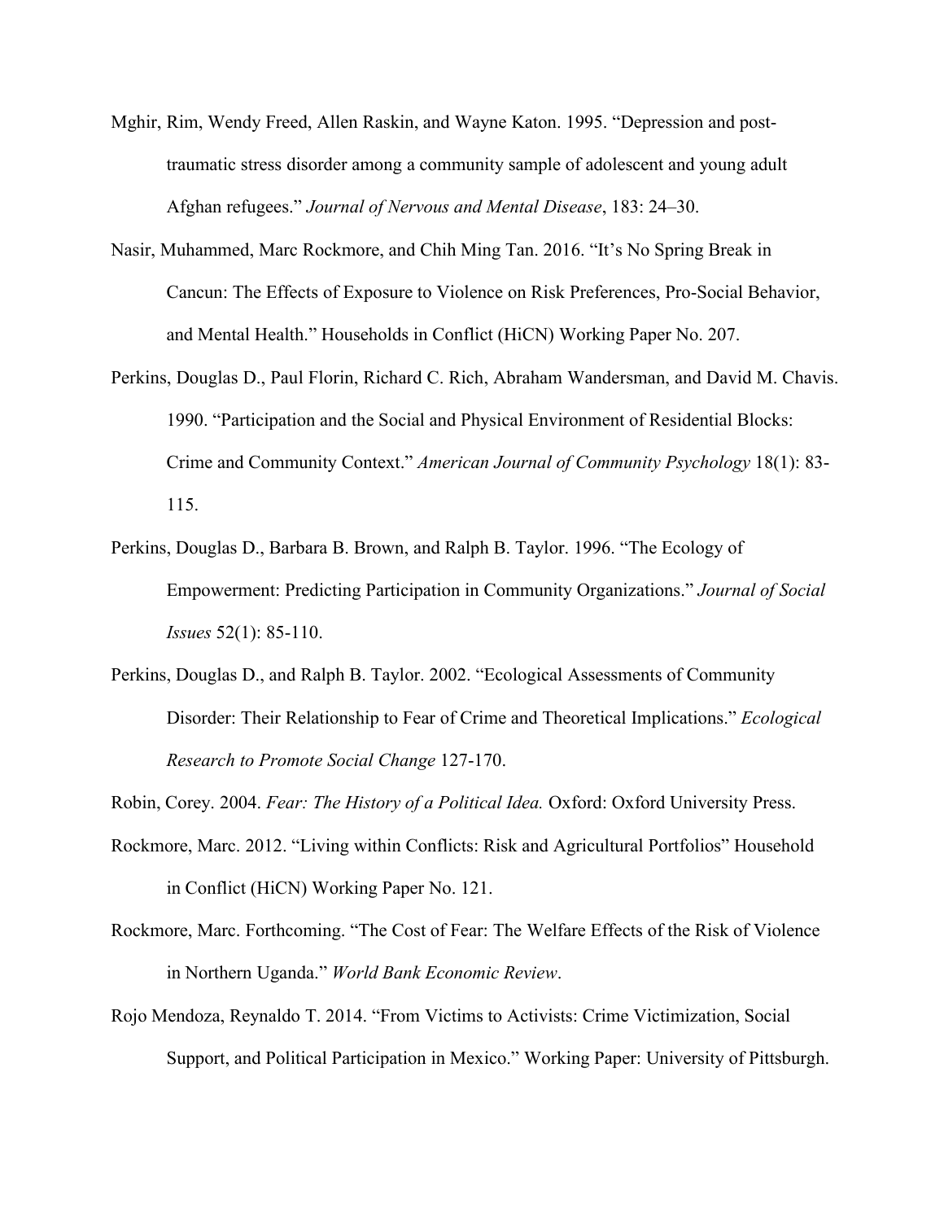Mghir, Rim, Wendy Freed, Allen Raskin, and Wayne Katon. 1995. "Depression and post-traumatic stress disorder among a community sample of adolescent and young adult Afghan refugees." *Journal of Nervous and Mental Disease*, 183: 24–30.

Nasir, Muhammed, Marc Rockmore, and Chih Ming Tan. 2016. "It's No Spring Break in Cancun: The Effects of Exposure to Violence on Risk Preferences, Pro-Social Behavior, and Mental Health." Households in Conflict (HiCN) Working Paper No. 207.

Perkins, Douglas D., Paul Florin, Richard C. Rich, Abraham Wandersman, and David M. Chavis. 1990. "Participation and the Social and Physical Environment of Residential Blocks: Crime and Community Context." *American Journal of Community Psychology* 18(1): 83-115.

Perkins, Douglas D., Barbara B. Brown, and Ralph B. Taylor. 1996. "The Ecology of Empowerment: Predicting Participation in Community Organizations." *Journal of Social Issues* 52(1): 85-110.

Perkins, Douglas D., and Ralph B. Taylor. 2002. "Ecological Assessments of Community Disorder: Their Relationship to Fear of Crime and Theoretical Implications." *Ecological Research to Promote Social Change* 127-170.

Robin, Corey. 2004. *Fear: The History of a Political Idea.* Oxford: Oxford University Press.

Rockmore, Marc. 2012. "Living within Conflicts: Risk and Agricultural Portfolios" Household in Conflict (HiCN) Working Paper No. 121.

Rockmore, Marc. Forthcoming. "The Cost of Fear: The Welfare Effects of the Risk of Violence in Northern Uganda." *World Bank Economic Review*.

Rojo Mendoza, Reynaldo T. 2014. "From Victims to Activists: Crime Victimization, Social Support, and Political Participation in Mexico." Working Paper: University of Pittsburgh.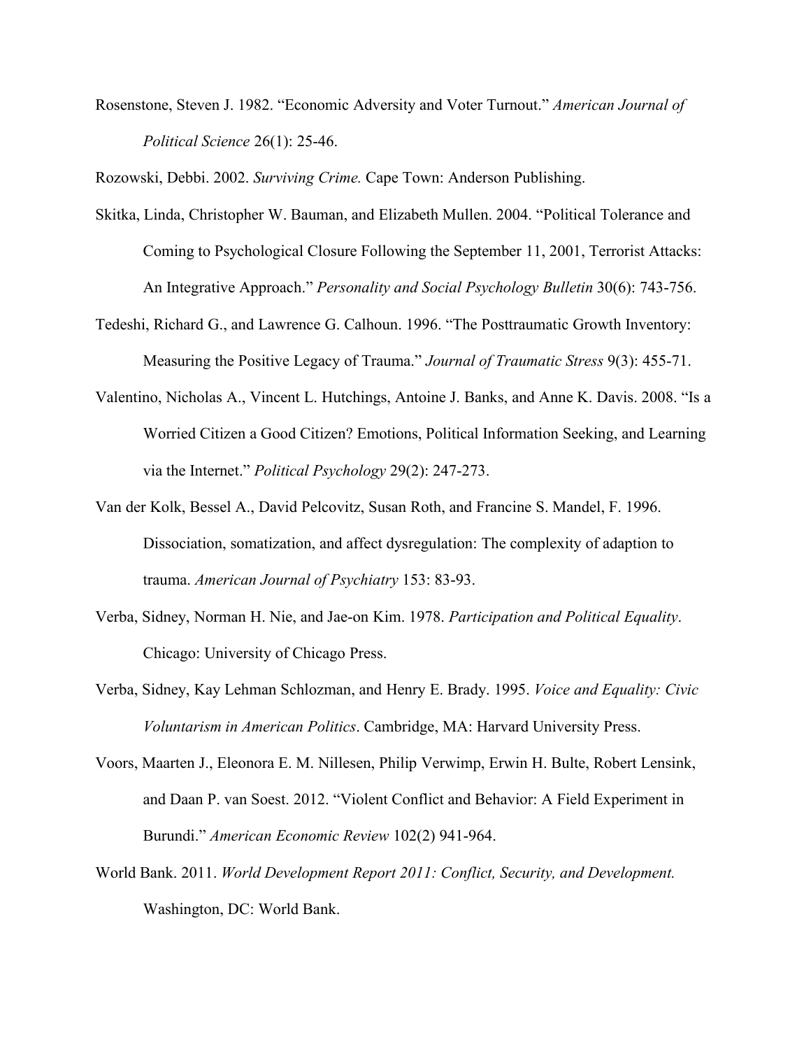Rosenstone, Steven J. 1982. "Economic Adversity and Voter Turnout." *American Journal of Political Science* 26(1): 25-46.

Rozowski, Debbi. 2002. *Surviving Crime.* Cape Town: Anderson Publishing.

Skitka, Linda, Christopher W. Bauman, and Elizabeth Mullen. 2004. "Political Tolerance and Coming to Psychological Closure Following the September 11, 2001, Terrorist Attacks: An Integrative Approach." *Personality and Social Psychology Bulletin* 30(6): 743-756.

Tedeshi, Richard G., and Lawrence G. Calhoun. 1996. "The Posttraumatic Growth Inventory: Measuring the Positive Legacy of Trauma." *Journal of Traumatic Stress* 9(3): 455-71.

Valentino, Nicholas A., Vincent L. Hutchings, Antoine J. Banks, and Anne K. Davis. 2008. "Is a Worried Citizen a Good Citizen? Emotions, Political Information Seeking, and Learning via the Internet." *Political Psychology* 29(2): 247-273.

Van der Kolk, Bessel A., David Pelcovitz, Susan Roth, and Francine S. Mandel, F. 1996. Dissociation, somatization, and affect dysregulation: The complexity of adaption to trauma. *American Journal of Psychiatry* 153: 83-93.

Verba, Sidney, Norman H. Nie, and Jae-on Kim. 1978. *Participation and Political Equality*. Chicago: University of Chicago Press.

Verba, Sidney, Kay Lehman Schlozman, and Henry E. Brady. 1995. *Voice and Equality: Civic Voluntarism in American Politics*. Cambridge, MA: Harvard University Press.

Voors, Maarten J., Eleonora E. M. Nillesen, Philip Verwimp, Erwin H. Bulte, Robert Lensink, and Daan P. van Soest. 2012. "Violent Conflict and Behavior: A Field Experiment in Burundi." *American Economic Review* 102(2) 941-964.

World Bank. 2011. *World Development Report 2011: Conflict, Security, and Development.* Washington, DC: World Bank.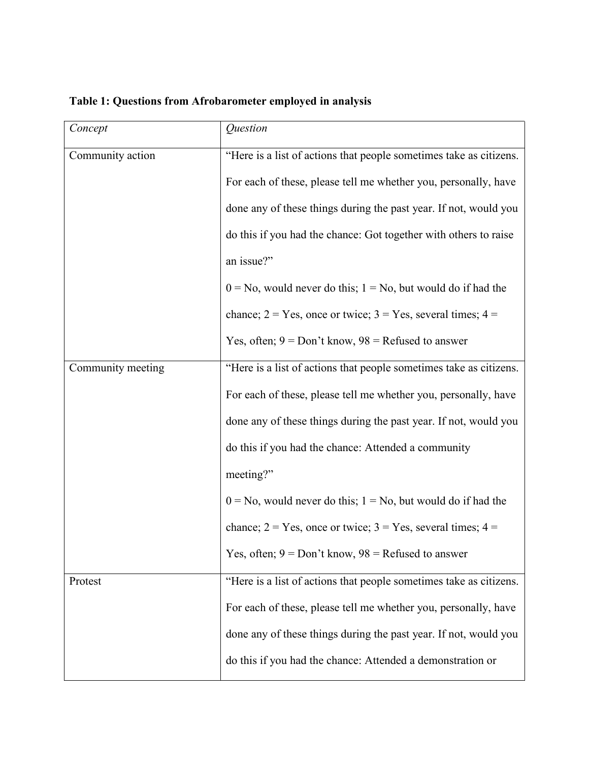**Table 1: Questions from Afrobarometer employed in analysis**

| *Concept* | *Question* |
| --- | --- |
| Community action | "Here is a list of actions that people sometimes take as citizens. For each of these, please tell me whether you, personally, have done any of these things during the past year. If not, would you do this if you had the chance: Got together with others to raise an issue?" 0 = No, would never do this; 1 = No, but would do if had the chance; 2 = Yes, once or twice; 3 = Yes, several times; 4 = Yes, often; 9 = Don't know, 98 = Refused to answer |
| Community meeting | "Here is a list of actions that people sometimes take as citizens. For each of these, please tell me whether you, personally, have done any of these things during the past year. If not, would you do this if you had the chance: Attended a community meeting?" 0 = No, would never do this; 1 = No, but would do if had the chance; 2 = Yes, once or twice; 3 = Yes, several times; 4 = Yes, often; 9 = Don't know, 98 = Refused to answer |
| Protest | "Here is a list of actions that people sometimes take as citizens. For each of these, please tell me whether you, personally, have done any of these things during the past year. If not, would you do this if you had the chance: Attended a demonstration or |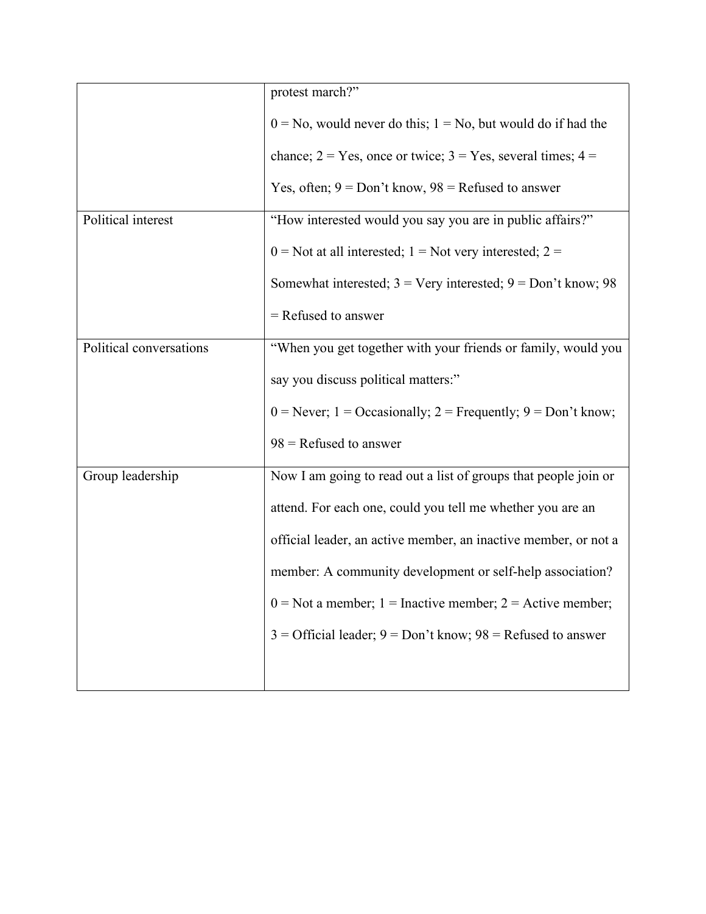| | |
|---|---|
| | protest march?" 0 = No, would never do this; 1 = No, but would do if had the chance; 2 = Yes, once or twice; 3 = Yes, several times; 4 = Yes, often; 9 = Don't know, 98 = Refused to answer |
| Political interest | "How interested would you say you are in public affairs?" 0 = Not at all interested; 1 = Not very interested; 2 = Somewhat interested; 3 = Very interested; 9 = Don't know; 98 = Refused to answer |
| Political conversations | "When you get together with your friends or family, would you say you discuss political matters:" 0 = Never; 1 = Occasionally; 2 = Frequently; 9 = Don't know; 98 = Refused to answer |
| Group leadership | Now I am going to read out a list of groups that people join or attend. For each one, could you tell me whether you are an official leader, an active member, an inactive member, or not a member: A community development or self-help association? 0 = Not a member; 1 = Inactive member; 2 = Active member; 3 = Official leader; 9 = Don't know; 98 = Refused to answer |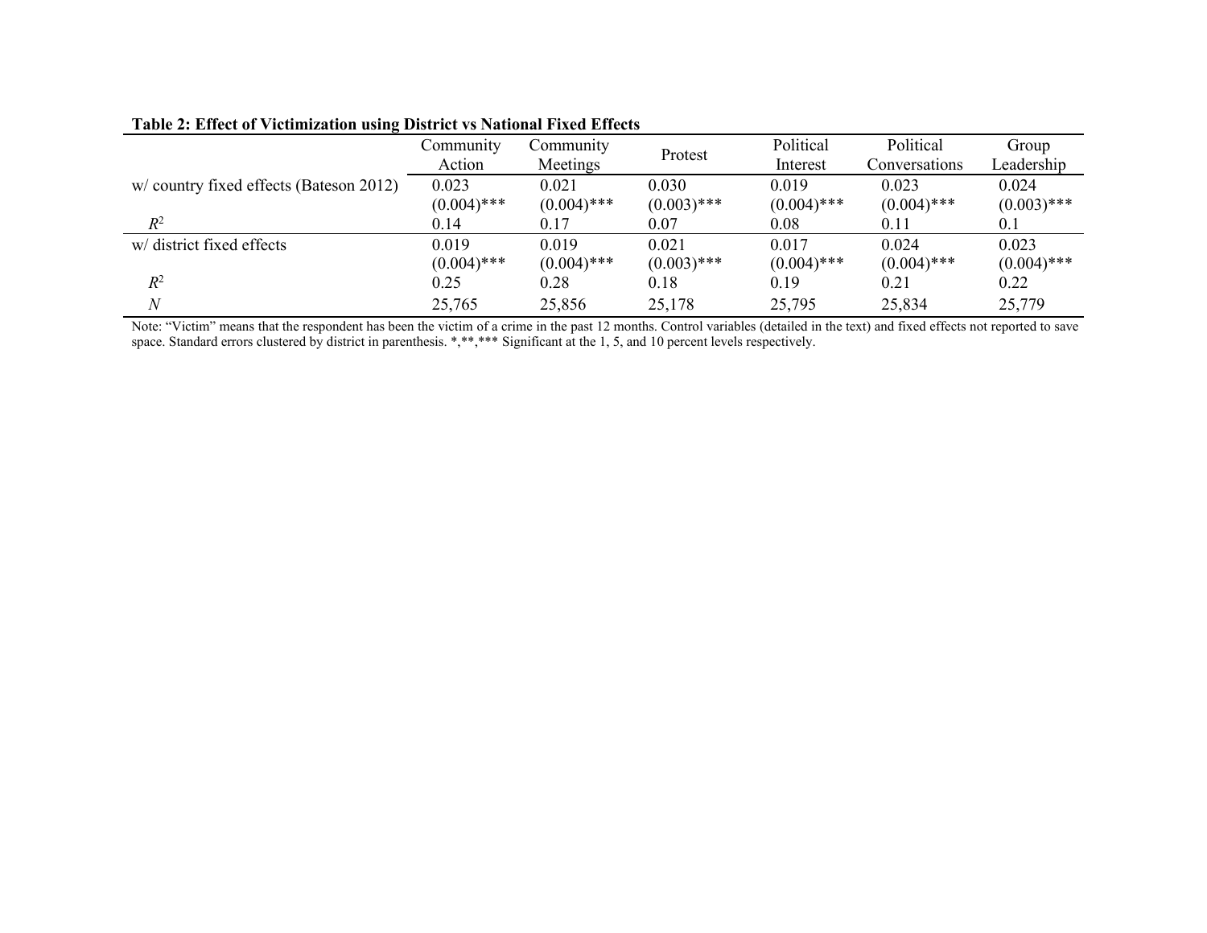**Table 2: Effect of Victimization using District vs National Fixed Effects**

| | Community Action | Community Meetings | Protest | Political Interest | Political Conversations | Group Leadership |
|---|---|---|---|---|---|---|
| w/ country fixed effects (Bateson 2012) | 0.023 | 0.021 | 0.030 | 0.019 | 0.023 | 0.024 |
| | (0.004)*** | (0.004)*** | (0.003)*** | (0.004)*** | (0.004)*** | (0.003)*** |
| $R^2$ | 0.14 | 0.17 | 0.07 | 0.08 | 0.11 | 0.1 |
| w/ district fixed effects | 0.019 | 0.019 | 0.021 | 0.017 | 0.024 | 0.023 |
| | (0.004)*** | (0.004)*** | (0.003)*** | (0.004)*** | (0.004)*** | (0.004)*** |
| $R^2$ | 0.25 | 0.28 | 0.18 | 0.19 | 0.21 | 0.22 |
| $N$ | 25,765 | 25,856 | 25,178 | 25,795 | 25,834 | 25,779 |

Note: "Victim" means that the respondent has been the victim of a crime in the past 12 months. Control variables (detailed in the text) and fixed effects not reported to save space. Standard errors clustered by district in parenthesis. *,**,*** Significant at the 1, 5, and 10 percent levels respectively.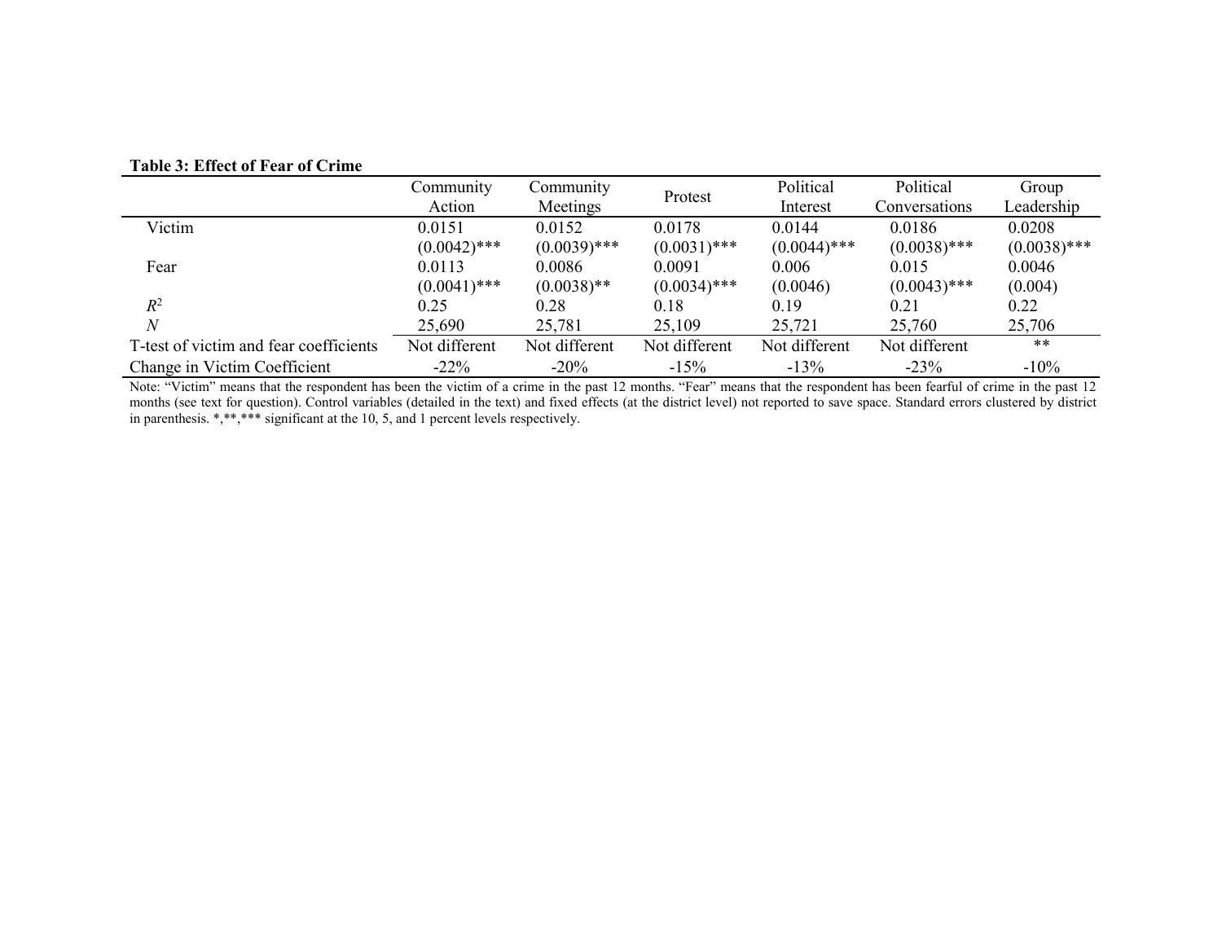**Table 3: Effect of Fear of Crime**

| | Community Action | Community Meetings | Protest | Political Interest | Political Conversations | Group Leadership |
|---|---|---|---|---|---|---|
| Victim | 0.0151 | 0.0152 | 0.0178 | 0.0144 | 0.0186 | 0.0208 |
| | (0.0042)*** | (0.0039)*** | (0.0031)*** | (0.0044)*** | (0.0038)*** | (0.0038)*** |
| Fear | 0.0113 | 0.0086 | 0.0091 | 0.006 | 0.015 | 0.0046 |
| | (0.0041)*** | (0.0038)** | (0.0034)*** | (0.0046) | (0.0043)*** | (0.004) |
| $R^2$ | 0.25 | 0.28 | 0.18 | 0.19 | 0.21 | 0.22 |
| $N$ | 25,690 | 25,781 | 25,109 | 25,721 | 25,760 | 25,706 |
| T-test of victim and fear coefficients | Not different | Not different | Not different | Not different | Not different | ** |
| Change in Victim Coefficient | -22% | -20% | -15% | -13% | -23% | -10% |

Note: "Victim" means that the respondent has been the victim of a crime in the past 12 months. "Fear" means that the respondent has been fearful of crime in the past 12 months (see text for question). Control variables (detailed in the text) and fixed effects (at the district level) not reported to save space. Standard errors clustered by district in parenthesis. *,**,*** significant at the 10, 5, and 1 percent levels respectively.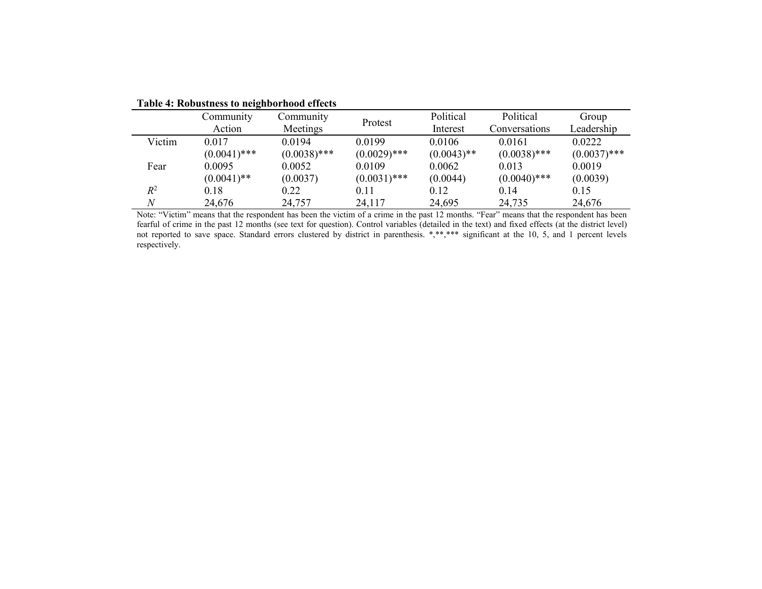**Table 4: Robustness to neighborhood effects**

| | Community Action | Community Meetings | Protest | Political Interest | Political Conversations | Group Leadership |
|---|---|---|---|---|---|---|
| Victim | 0.017 | 0.0194 | 0.0199 | 0.0106 | 0.0161 | 0.0222 |
| | (0.0041)*** | (0.0038)*** | (0.0029)*** | (0.0043)** | (0.0038)*** | (0.0037)*** |
| Fear | 0.0095 | 0.0052 | 0.0109 | 0.0062 | 0.013 | 0.0019 |
| | (0.0041)** | (0.0037) | (0.0031)*** | (0.0044) | (0.0040)*** | (0.0039) |
| $R^2$ | 0.18 | 0.22 | 0.11 | 0.12 | 0.14 | 0.15 |
| $N$ | 24,676 | 24,757 | 24,117 | 24,695 | 24,735 | 24,676 |

Note: "Victim" means that the respondent has been the victim of a crime in the past 12 months. "Fear" means that the respondent has been fearful of crime in the past 12 months (see text for question). Control variables (detailed in the text) and fixed effects (at the district level) not reported to save space. Standard errors clustered by district in parenthesis. *,**,*** significant at the 10, 5, and 1 percent levels respectively.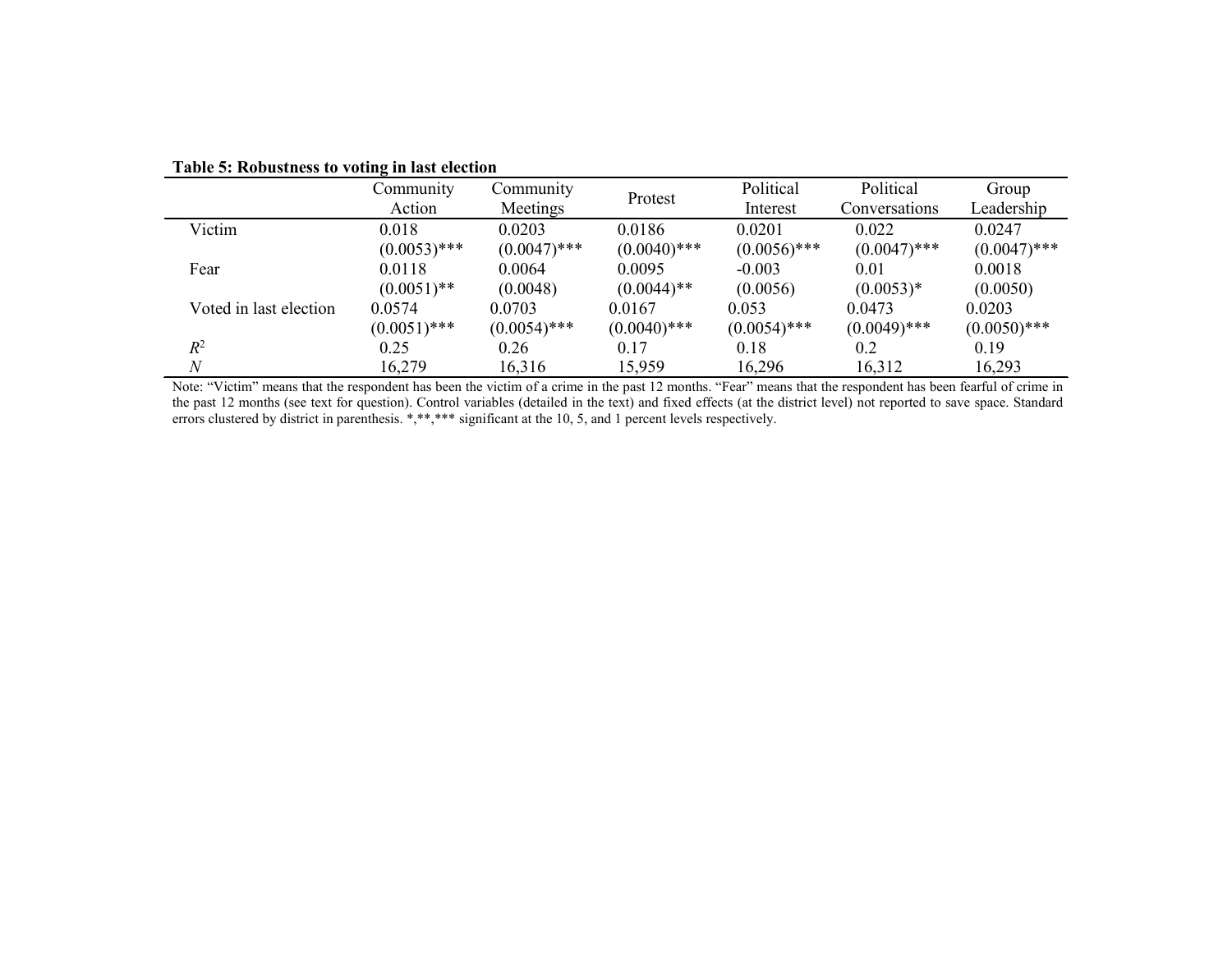**Table 5: Robustness to voting in last election**

| | Community Action | Community Meetings | Protest | Political Interest | Political Conversations | Group Leadership |
|---|---|---|---|---|---|---|
| Victim | 0.018 | 0.0203 | 0.0186 | 0.0201 | 0.022 | 0.0247 |
| | (0.0053)*** | (0.0047)*** | (0.0040)*** | (0.0056)*** | (0.0047)*** | (0.0047)*** |
| Fear | 0.0118 | 0.0064 | 0.0095 | -0.003 | 0.01 | 0.0018 |
| | (0.0051)** | (0.0048) | (0.0044)** | (0.0056) | (0.0053)* | (0.0050) |
| Voted in last election | 0.0574 | 0.0703 | 0.0167 | 0.053 | 0.0473 | 0.0203 |
| | (0.0051)*** | (0.0054)*** | (0.0040)*** | (0.0054)*** | (0.0049)*** | (0.0050)*** |
| $R^2$ | 0.25 | 0.26 | 0.17 | 0.18 | 0.2 | 0.19 |
| $N$ | 16,279 | 16,316 | 15,959 | 16,296 | 16,312 | 16,293 |

Note: "Victim" means that the respondent has been the victim of a crime in the past 12 months. "Fear" means that the respondent has been fearful of crime in the past 12 months (see text for question). Control variables (detailed in the text) and fixed effects (at the district level) not reported to save space. Standard errors clustered by district in parenthesis. *,**,*** significant at the 10, 5, and 1 percent levels respectively.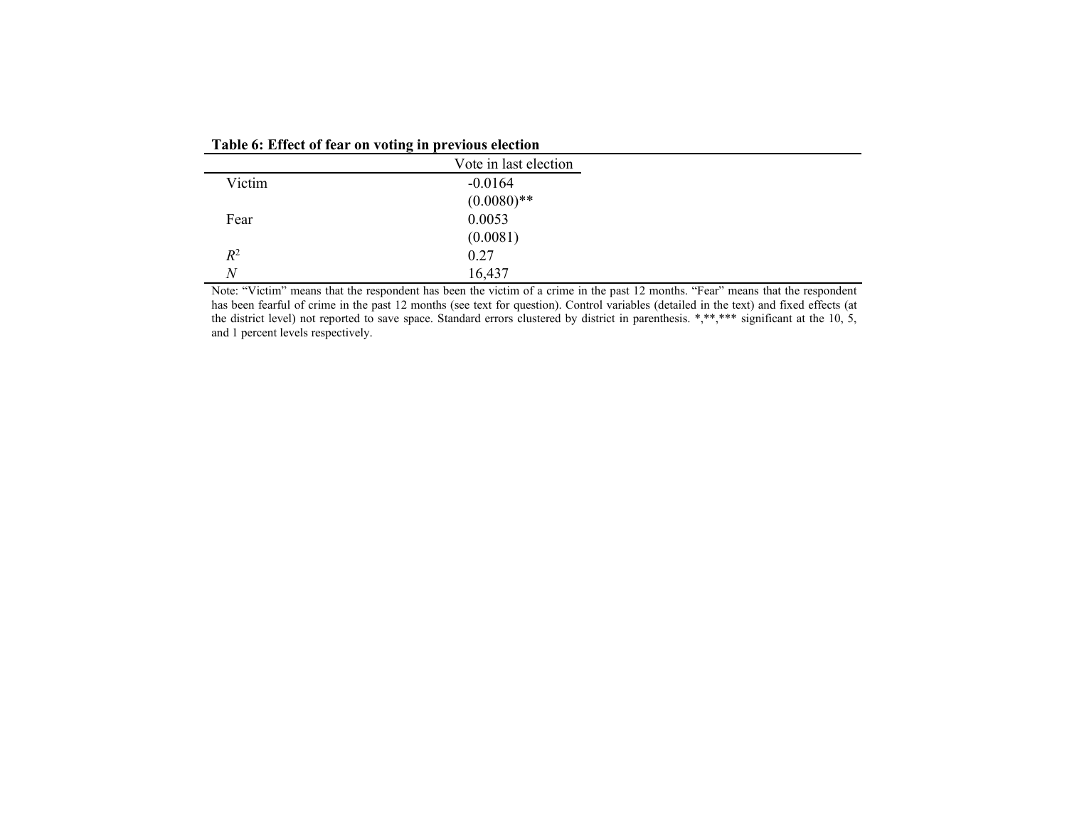**Table 6: Effect of fear on voting in previous election**

| | Vote in last election |
|---|---|
| Victim | -0.0164 |
| | (0.0080)** |
| Fear | 0.0053 |
| | (0.0081) |
| $R^2$ | 0.27 |
| $N$ | 16,437 |

Note: "Victim" means that the respondent has been the victim of a crime in the past 12 months. "Fear" means that the respondent has been fearful of crime in the past 12 months (see text for question). Control variables (detailed in the text) and fixed effects (at the district level) not reported to save space. Standard errors clustered by district in parenthesis. *,**,*** significant at the 10, 5, and 1 percent levels respectively.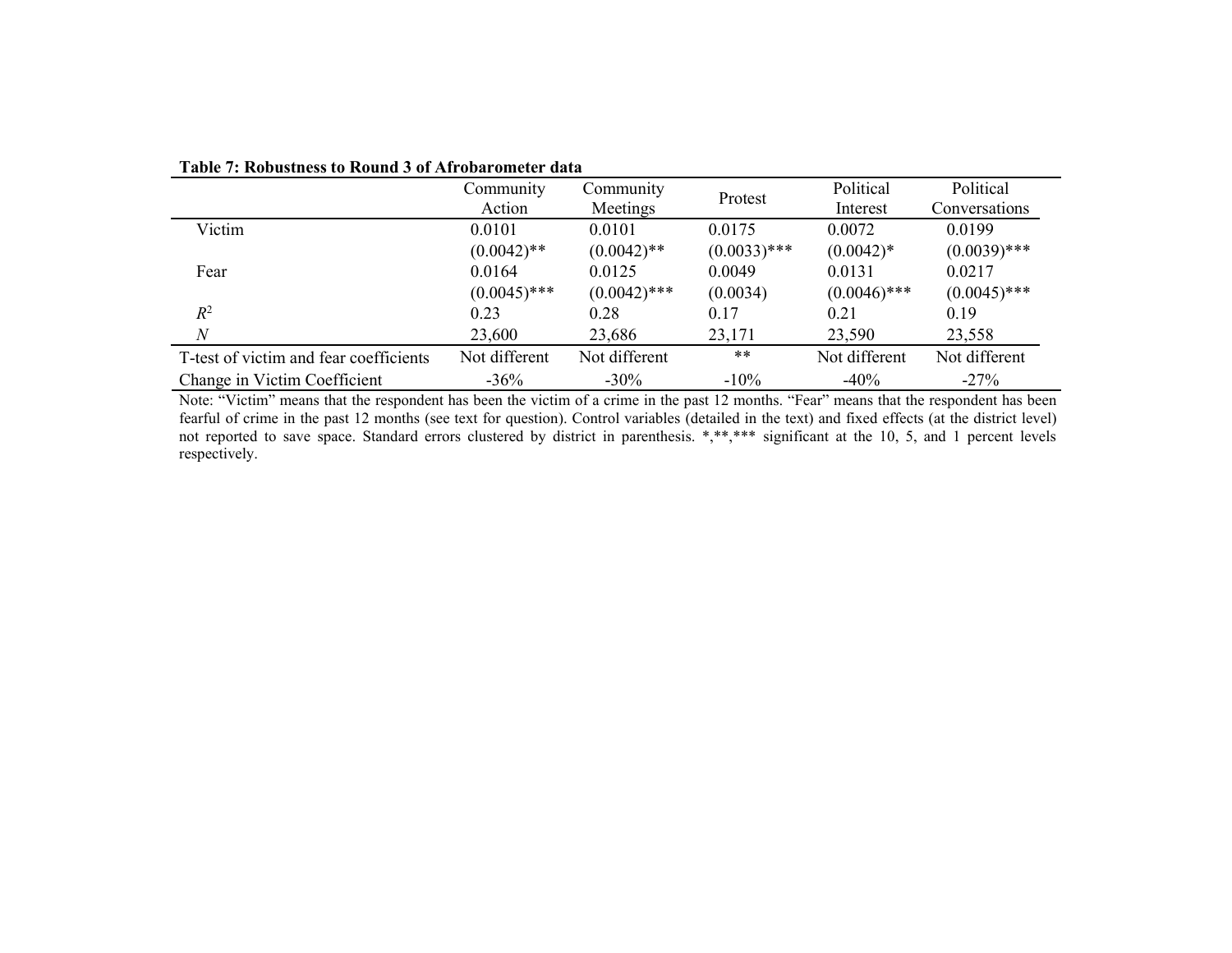**Table 7: Robustness to Round 3 of Afrobarometer data**

| | Community Action | Community Meetings | Protest | Political Interest | Political Conversations |
|---|---|---|---|---|---|
| Victim | 0.0101 | 0.0101 | 0.0175 | 0.0072 | 0.0199 |
| | (0.0042)** | (0.0042)** | (0.0033)*** | (0.0042)* | (0.0039)*** |
| Fear | 0.0164 | 0.0125 | 0.0049 | 0.0131 | 0.0217 |
| | (0.0045)*** | (0.0042)*** | (0.0034) | (0.0046)*** | (0.0045)*** |
| $R^2$ | 0.23 | 0.28 | 0.17 | 0.21 | 0.19 |
| $N$ | 23,600 | 23,686 | 23,171 | 23,590 | 23,558 |
| T-test of victim and fear coefficients | Not different | Not different | ** | Not different | Not different |
| Change in Victim Coefficient | -36% | -30% | -10% | -40% | -27% |

Note: "Victim" means that the respondent has been the victim of a crime in the past 12 months. "Fear" means that the respondent has been fearful of crime in the past 12 months (see text for question). Control variables (detailed in the text) and fixed effects (at the district level) not reported to save space. Standard errors clustered by district in parenthesis. *,**,*** significant at the 10, 5, and 1 percent levels respectively.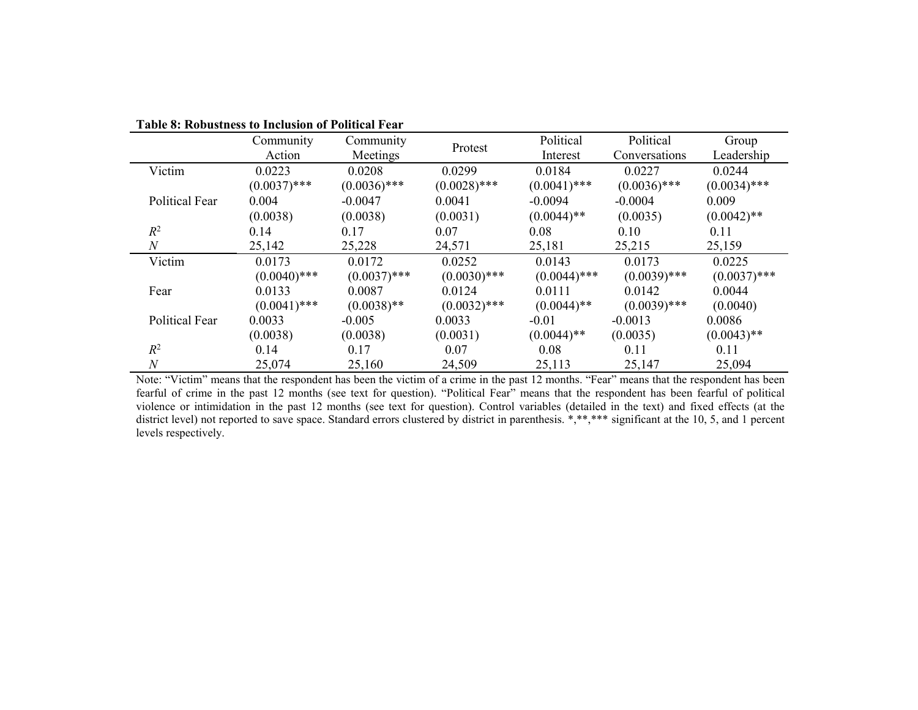**Table 8: Robustness to Inclusion of Political Fear**

| | Community Action | Community Meetings | Protest | Political Interest | Political Conversations | Group Leadership |
|---|---|---|---|---|---|---|
| Victim | 0.0223 | 0.0208 | 0.0299 | 0.0184 | 0.0227 | 0.0244 |
| | (0.0037)*** | (0.0036)*** | (0.0028)*** | (0.0041)*** | (0.0036)*** | (0.0034)*** |
| Political Fear | 0.004 | -0.0047 | 0.0041 | -0.0094 | -0.0004 | 0.009 |
| | (0.0038) | (0.0038) | (0.0031) | (0.0044)** | (0.0035) | (0.0042)** |
| $R^2$ | 0.14 | 0.17 | 0.07 | 0.08 | 0.10 | 0.11 |
| $N$ | 25,142 | 25,228 | 24,571 | 25,181 | 25,215 | 25,159 |
| Victim | 0.0173 | 0.0172 | 0.0252 | 0.0143 | 0.0173 | 0.0225 |
| | (0.0040)*** | (0.0037)*** | (0.0030)*** | (0.0044)*** | (0.0039)*** | (0.0037)*** |
| Fear | 0.0133 | 0.0087 | 0.0124 | 0.0111 | 0.0142 | 0.0044 |
| | (0.0041)*** | (0.0038)** | (0.0032)*** | (0.0044)** | (0.0039)*** | (0.0040) |
| Political Fear | 0.0033 | -0.005 | 0.0033 | -0.01 | -0.0013 | 0.0086 |
| | (0.0038) | (0.0038) | (0.0031) | (0.0044)** | (0.0035) | (0.0043)** |
| $R^2$ | 0.14 | 0.17 | 0.07 | 0.08 | 0.11 | 0.11 |
| $N$ | 25,074 | 25,160 | 24,509 | 25,113 | 25,147 | 25,094 |

Note: "Victim" means that the respondent has been the victim of a crime in the past 12 months. "Fear" means that the respondent has been fearful of crime in the past 12 months (see text for question). "Political Fear" means that the respondent has been fearful of political violence or intimidation in the past 12 months (see text for question). Control variables (detailed in the text) and fixed effects (at the district level) not reported to save space. Standard errors clustered by district in parenthesis. *,**,*** significant at the 10, 5, and 1 percent levels respectively.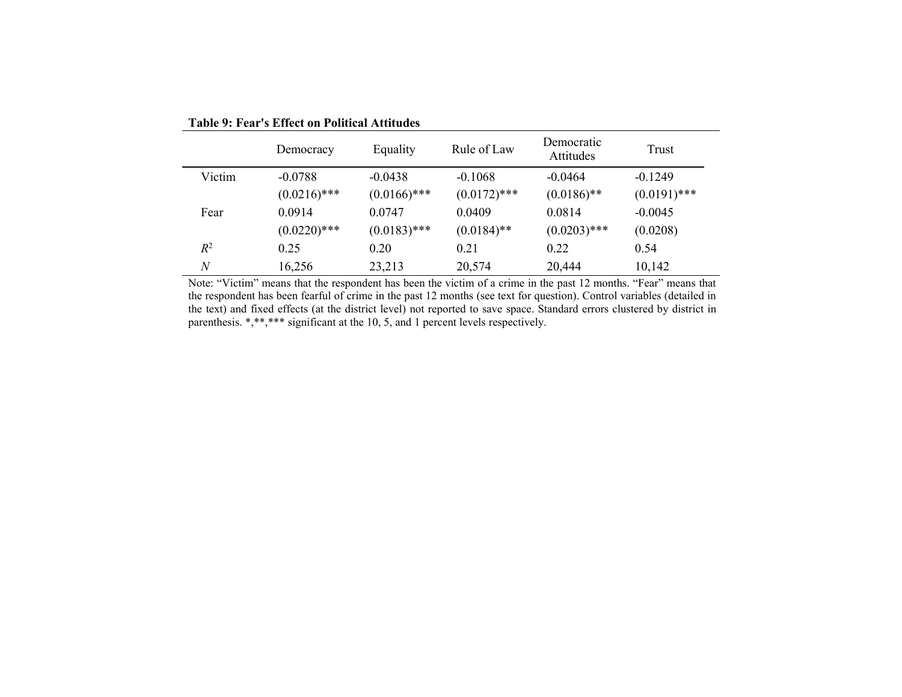**Table 9: Fear's Effect on Political Attitudes**

| | Democracy | Equality | Rule of Law | Democratic Attitudes | Trust |
|---|---|---|---|---|---|
| Victim | -0.0788 | -0.0438 | -0.1068 | -0.0464 | -0.1249 |
| | (0.0216)*** | (0.0166)*** | (0.0172)*** | (0.0186)** | (0.0191)*** |
| Fear | 0.0914 | 0.0747 | 0.0409 | 0.0814 | -0.0045 |
| | (0.0220)*** | (0.0183)*** | (0.0184)** | (0.0203)*** | (0.0208) |
| $R^2$ | 0.25 | 0.20 | 0.21 | 0.22 | 0.54 |
| $N$ | 16,256 | 23,213 | 20,574 | 20,444 | 10,142 |

Note: "Victim" means that the respondent has been the victim of a crime in the past 12 months. "Fear" means that the respondent has been fearful of crime in the past 12 months (see text for question). Control variables (detailed in the text) and fixed effects (at the district level) not reported to save space. Standard errors clustered by district in parenthesis. *,**,*** significant at the 10, 5, and 1 percent levels respectively.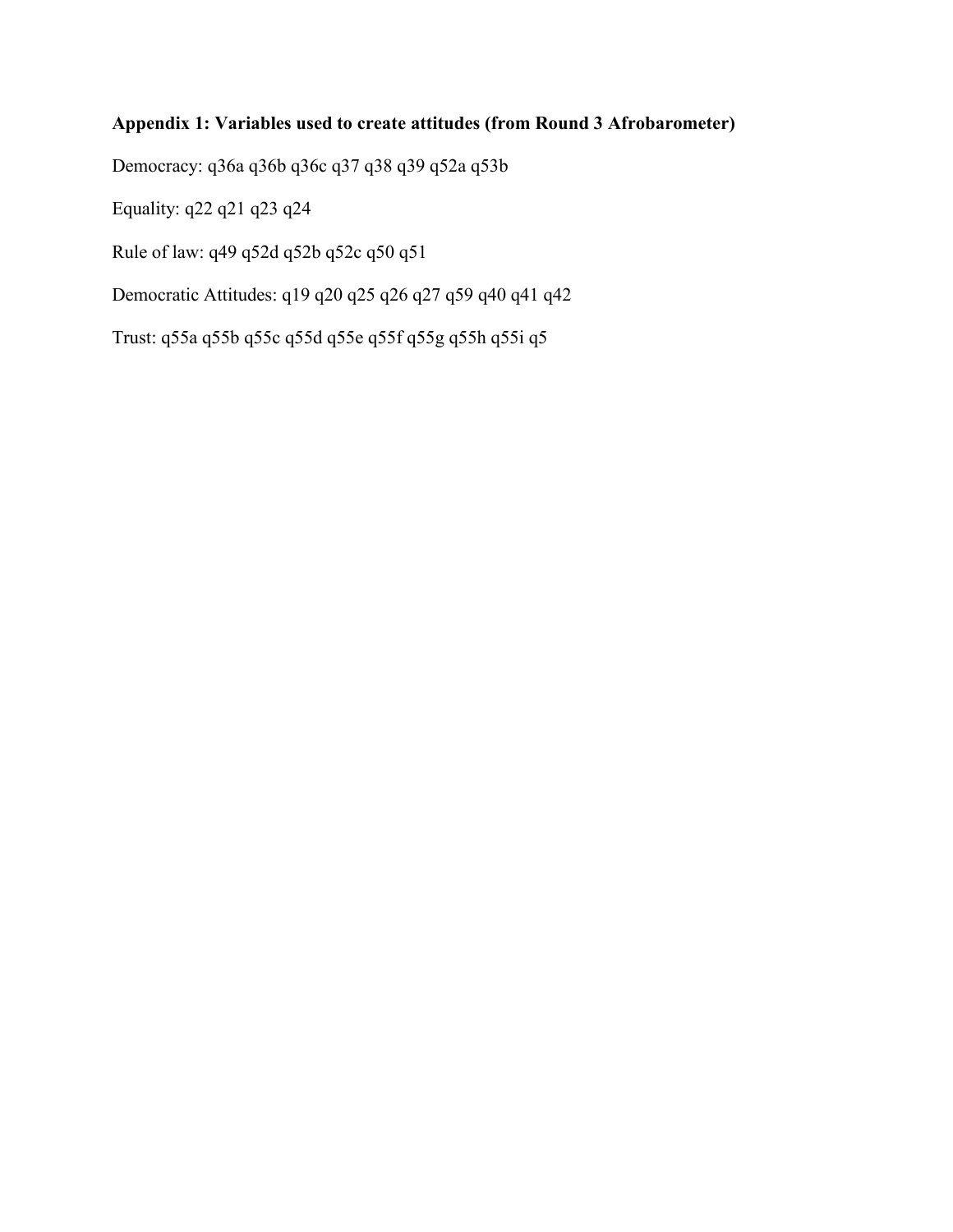**Appendix 1: Variables used to create attitudes (from Round 3 Afrobarometer)**

Democracy: q36a q36b q36c q37 q38 q39 q52a q53b

Equality: q22 q21 q23 q24

Rule of law: q49 q52d q52b q52c q50 q51

Democratic Attitudes: q19 q20 q25 q26 q27 q59 q40 q41 q42

Trust: q55a q55b q55c q55d q55e q55f q55g q55h q55i q5